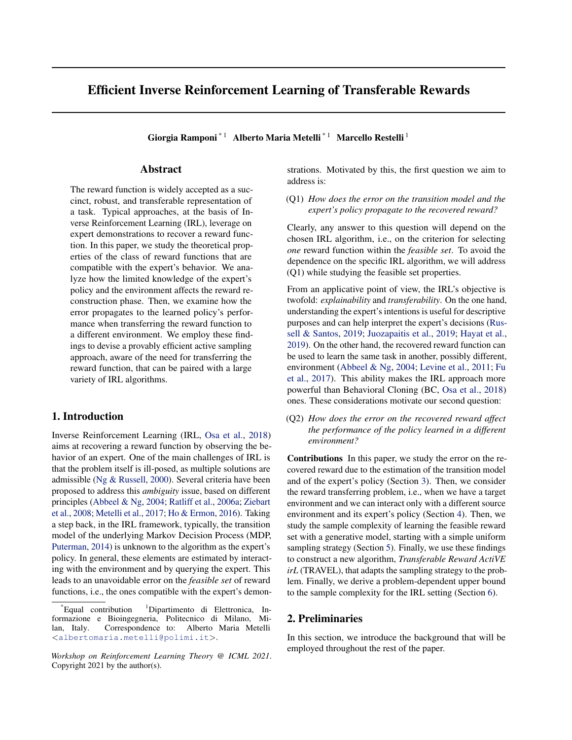# Efficient Inverse Reinforcement Learning of Transferable Rewards

**Giorgia Ramponi** [*1] **Alberto Maria Metelli** [*1] **Marcello Restelli** [1]

## Abstract

The reward function is widely accepted as a succinct, robust, and transferable representation of a task. Typical approaches, at the basis of Inverse Reinforcement Learning (IRL), leverage on expert demonstrations to recover a reward function. In this paper, we study the theoretical properties of the class of reward functions that are compatible with the expert's behavior. We analyze how the limited knowledge of the expert's policy and the environment affects the reward reconstruction phase. Then, we examine how the error propagates to the learned policy's performance when transferring the reward function to a different environment. We employ these findings to devise a provably efficient active sampling approach, aware of the need for transferring the reward function, that can be paired with a large variety of IRL algorithms.

## 1. Introduction

Inverse Reinforcement Learning (IRL, Osa et al., 2018) aims at recovering a reward function by observing the behavior of an expert. One of the main challenges of IRL is that the problem itself is ill-posed, as multiple solutions are admissible (Ng & Russell, 2000). Several criteria have been proposed to address this *ambiguity* issue, based on different principles (Abbeel & Ng, 2004; Ratliff et al., 2006a; Ziebart et al., 2008; Metelli et al., 2017; Ho & Ermon, 2016). Taking a step back, in the IRL framework, typically, the transition model of the underlying Markov Decision Process (MDP, Puterman, 2014) is unknown to the algorithm as the expert's policy. In general, these elements are estimated by interacting with the environment and by querying the expert. This leads to an unavoidable error on the *feasible set* of reward functions, i.e., the ones compatible with the expert's demonstrations. Motivated by this, the first question we aim to address is:

(Q1) *How does the error on the transition model and the expert's policy propagate to the recovered reward?*

Clearly, any answer to this question will depend on the chosen IRL algorithm, i.e., on the criterion for selecting *one* reward function within the *feasible set*. To avoid the dependence on the specific IRL algorithm, we will address (Q1) while studying the feasible set properties.

From an applicative point of view, the IRL's objective is twofold: *explainability* and *transferability*. On the one hand, understanding the expert's intentions is useful for descriptive purposes and can help interpret the expert's decisions (Russell & Santos, 2019; Juozapaitis et al., 2019; Hayat et al., 2019). On the other hand, the recovered reward function can be used to learn the same task in another, possibly different, environment (Abbeel & Ng, 2004; Levine et al., 2011; Fu et al., 2017). This ability makes the IRL approach more powerful than Behavioral Cloning (BC, Osa et al., 2018) ones. These considerations motivate our second question:

(Q2) *How does the error on the recovered reward affect the performance of the policy learned in a different environment?*

**Contributions** In this paper, we study the error on the recovered reward due to the estimation of the transition model and of the expert's policy (Section 3). Then, we consider the reward transferring problem, i.e., when we have a target environment and we can interact only with a different source environment and its expert's policy (Section 4). Then, we study the sample complexity of learning the feasible reward set with a generative model, starting with a simple uniform sampling strategy (Section 5). Finally, we use these findings to construct a new algorithm, *Transferable Reward ActiVE irL* (TRAVEL), that adapts the sampling strategy to the problem. Finally, we derive a problem-dependent upper bound to the sample complexity for the IRL setting (Section 6).

## 2. Preliminaries

In this section, we introduce the background that will be employed throughout the rest of the paper.

---

[*]Equal contribution [1]Dipartimento di Elettronica, Informazione e Bioingegneria, Politecnico di Milano, Milan, Italy. Correspondence to: Alberto Maria Metelli <albertomaria.metelli@polimi.it>.

*Workshop on Reinforcement Learning Theory @ ICML 2021*. Copyright 2021 by the author(s).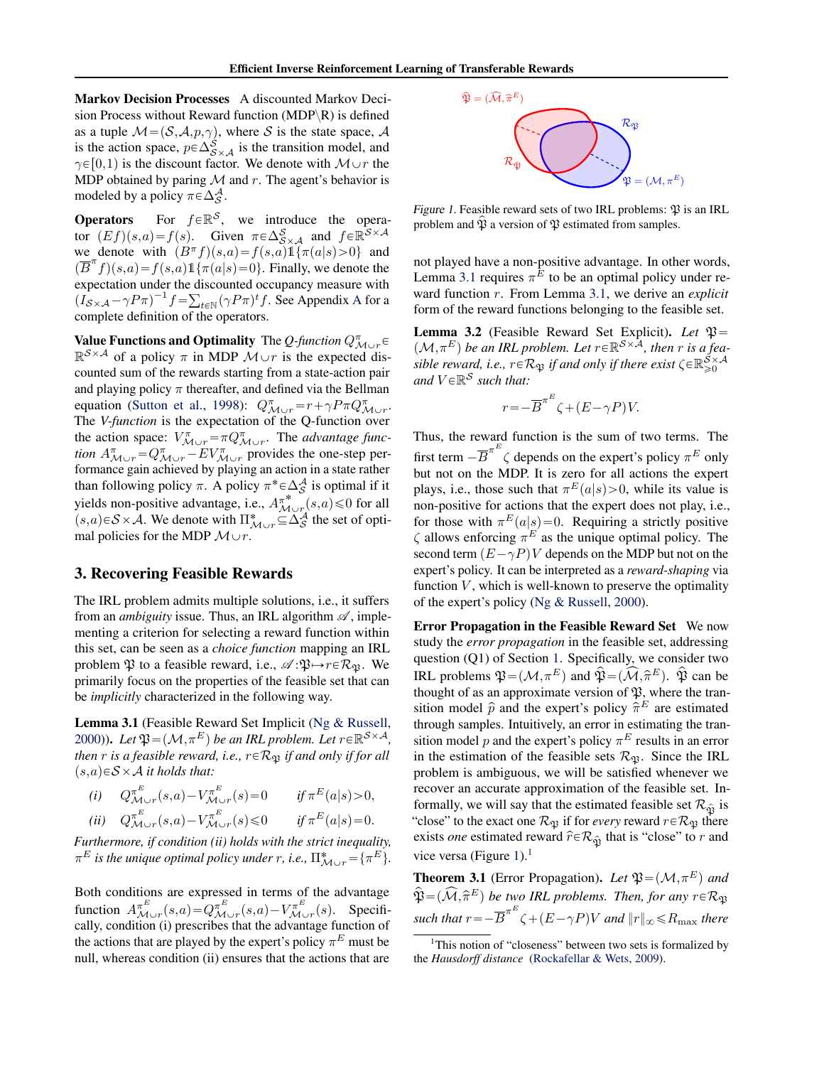**Markov Decision Processes** A discounted Markov Decision Process without Reward function (MDP\R) is defined as a tuple $\mathcal{M}=(\mathcal{S},\mathcal{A},p,\gamma)$, where $\mathcal{S}$ is the state space, $\mathcal{A}$ is the action space, $p\in\Delta^{\mathcal{S}}_{\mathcal{S}\times\mathcal{A}}$ is the transition model, and $\gamma\in[0,1)$ is the discount factor. We denote with $\mathcal{M}\cup r$ the MDP obtained by paring $\mathcal{M}$ and $r$. The agent's behavior is modeled by a policy $\pi\in\Delta^{\mathcal{A}}_{\mathcal{S}}$.

**Operators** For $f\in\mathbb{R}^{\mathcal{S}}$, we introduce the operator $(Ef)(s,a)=f(s)$. Given $\pi\in\Delta^{\mathcal{S}}_{\mathcal{S}\times\mathcal{A}}$ and $f\in\mathbb{R}^{\mathcal{S}\times\mathcal{A}}$ we denote with $(B^{\pi}f)(s,a)=f(s,a)\mathbb{1}\{\pi(a|s)>0\}$ and $(\overline{B}^{\pi}f)(s,a)=f(s,a)\mathbb{1}\{\pi(a|s)=0\}$. Finally, we denote the expectation under the discounted occupancy measure with $(I_{\mathcal{S}\times\mathcal{A}}-\gamma P\pi)^{-1}f=\sum_{t\in\mathbb{N}}(\gamma P\pi)^t f$. See Appendix A for a complete definition of the operators.

**Value Functions and Optimality** The *Q-function* $Q^{\pi}_{\mathcal{M}\cup r}\in\mathbb{R}^{\mathcal{S}\times\mathcal{A}}$ of a policy $\pi$ in MDP $\mathcal{M}\cup r$ is the expected discounted sum of the rewards starting from a state-action pair and playing policy $\pi$ thereafter, and defined via the Bellman equation (Sutton et al., 1998): $Q^{\pi}_{\mathcal{M}\cup r}=r+\gamma P\pi Q^{\pi}_{\mathcal{M}\cup r}$. The *V-function* is the expectation of the Q-function over the action space: $V^{\pi}_{\mathcal{M}\cup r}=\pi Q^{\pi}_{\mathcal{M}\cup r}$. The *advantage function* $A^{\pi}_{\mathcal{M}\cup r}=Q^{\pi}_{\mathcal{M}\cup r}-EV^{\pi}_{\mathcal{M}\cup r}$ provides the one-step performance gain achieved by playing an action in a state rather than following policy $\pi$. A policy $\pi^*\in\Delta^{\mathcal{A}}_{\mathcal{S}}$ is optimal if it yields non-positive advantage, i.e., $A^{\pi^*}_{\mathcal{M}\cup r}(s,a)\leqslant 0$ for all $(s,a)\in\mathcal{S}\times\mathcal{A}$. We denote with $\Pi^*_{\mathcal{M}\cup r}\subseteq\Delta^{\mathcal{A}}_{\mathcal{S}}$ the set of optimal policies for the MDP $\mathcal{M}\cup r$.

## 3. Recovering Feasible Rewards

The IRL problem admits multiple solutions, i.e., it suffers from an *ambiguity* issue. Thus, an IRL algorithm $\mathscr{A}$, implementing a criterion for selecting a reward function within this set, can be seen as a *choice function* mapping an IRL problem $\mathfrak{P}$ to a feasible reward, i.e., $\mathscr{A}:\mathfrak{P}\mapsto r\in\mathcal{R}_{\mathfrak{P}}$. We primarily focus on the properties of the feasible set that can be *implicitly* characterized in the following way.

**Lemma 3.1** (Feasible Reward Set Implicit (Ng & Russell, 2000)). *Let $\mathfrak{P}=(\mathcal{M},\pi^E)$ be an IRL problem. Let $r\in\mathbb{R}^{\mathcal{S}\times\mathcal{A}}$, then $r$ is a feasible reward, i.e., $r\in\mathcal{R}_{\mathfrak{P}}$ if and only if for all $(s,a)\in\mathcal{S}\times\mathcal{A}$ it holds that:*

$$(i)\quad Q^{\pi^E}_{\mathcal{M}\cup r}(s,a)-V^{\pi^E}_{\mathcal{M}\cup r}(s)=0 \qquad \text{if } \pi^E(a|s)>0,$$

$$(ii)\quad Q^{\pi^E}_{\mathcal{M}\cup r}(s,a)-V^{\pi^E}_{\mathcal{M}\cup r}(s)\leqslant 0 \qquad \text{if } \pi^E(a|s)=0.$$

*Furthermore, if condition (ii) holds with the strict inequality, $\pi^E$ is the unique optimal policy under $r$, i.e., $\Pi^*_{\mathcal{M}\cup r}=\{\pi^E\}$.*

Both conditions are expressed in terms of the advantage function $A^{\pi^E}_{\mathcal{M}\cup r}(s,a)=Q^{\pi^E}_{\mathcal{M}\cup r}(s,a)-V^{\pi^E}_{\mathcal{M}\cup r}(s)$. Specifically, condition (i) prescribes that the advantage function of the actions that are played by the expert's policy $\pi^E$ must be null, whereas condition (ii) ensures that the actions that are not played have a non-positive advantage. In other words, Lemma 3.1 requires $\pi^E$ to be an optimal policy under reward function $r$. From Lemma 3.1, we derive an *explicit* form of the reward functions belonging to the feasible set.

$\widehat{\mathfrak{P}}=(\widehat{\mathcal{M}},\widehat{\pi}^E)$ $\mathcal{R}_{\mathfrak{P}}$ $\mathcal{R}_{\widehat{\mathfrak{P}}}$ $\mathfrak{P}=(\mathcal{M},\pi^E)$

*Figure 1.* Feasible reward sets of two IRL problems: $\mathfrak{P}$ is an IRL problem and $\widehat{\mathfrak{P}}$ a version of $\mathfrak{P}$ estimated from samples.

**Lemma 3.2** (Feasible Reward Set Explicit). *Let $\mathfrak{P}=(\mathcal{M},\pi^E)$ be an IRL problem. Let $r\in\mathbb{R}^{\mathcal{S}\times\mathcal{A}}$, then $r$ is a feasible reward, i.e., $r\in\mathcal{R}_{\mathfrak{P}}$ if and only if there exist $\zeta\in\mathbb{R}^{\mathcal{S}\times\mathcal{A}}_{\geqslant 0}$ and $V\in\mathbb{R}^{\mathcal{S}}$ such that:*

$$r=-\overline{B}^{\pi^E}\zeta+(E-\gamma P)V.$$

Thus, the reward function is the sum of two terms. The first term $-\overline{B}^{\pi^E}\zeta$ depends on the expert's policy $\pi^E$ only but not on the MDP. It is zero for all actions the expert plays, i.e., those such that $\pi^E(a|s)>0$, while its value is non-positive for actions that the expert does not play, i.e., for those with $\pi^E(a|s)=0$. Requiring a strictly positive $\zeta$ allows enforcing $\pi^E$ as the unique optimal policy. The second term $(E-\gamma P)V$ depends on the MDP but not on the expert's policy. It can be interpreted as a *reward-shaping* via function $V$, which is well-known to preserve the optimality of the expert's policy (Ng & Russell, 2000).

**Error Propagation in the Feasible Reward Set** We now study the *error propagation* in the feasible reward set, addressing question (Q1) of Section 1. Specifically, we consider two IRL problems $\mathfrak{P}=(\mathcal{M},\pi^E)$ and $\widehat{\mathfrak{P}}=(\widehat{\mathcal{M}},\widehat{\pi}^E)$. $\widehat{\mathfrak{P}}$ can be thought of as an approximate version of $\mathfrak{P}$, where the transition model $\widehat{p}$ and the expert's policy $\widehat{\pi}^E$ are estimated through samples. Intuitively, an error in estimating the transition model $p$ and the expert's policy $\pi^E$ results in an error in the estimation of the feasible sets $\mathcal{R}_{\mathfrak{P}}$. Since the IRL problem is ambiguous, we will be satisfied whenever we recover an accurate approximation of the feasible set. Informally, we will say that the estimated feasible set $\mathcal{R}_{\widehat{\mathfrak{P}}}$ is "close" to the exact one $\mathcal{R}_{\mathfrak{P}}$ if for *every* reward $r\in\mathcal{R}_{\mathfrak{P}}$ there exists *one* estimated reward $\widehat{r}\in\mathcal{R}_{\widehat{\mathfrak{P}}}$ that is "close" to $r$ and vice versa (Figure 1).[1]

**Theorem 3.1** (Error Propagation). *Let $\mathfrak{P}=(\mathcal{M},\pi^E)$ and $\widehat{\mathfrak{P}}=(\widehat{\mathcal{M}},\widehat{\pi}^E)$ be two IRL problems. Then, for any $r\in\mathcal{R}_{\mathfrak{P}}$ such that $r=-\overline{B}^{\pi^E}\zeta+(E-\gamma P)V$ and $\|r\|_\infty\leqslant R_{\max}$ there*

[1] This notion of "closeness" between two sets is formalized by the *Hausdorff distance* (Rockafellar & Wets, 2009).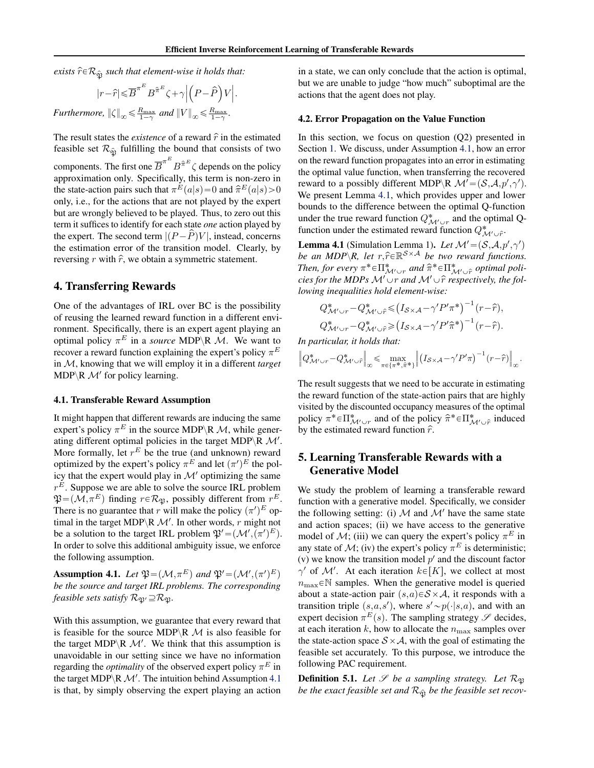*exists $\widehat{r}\in\mathcal{R}_{\widehat{\mathfrak{P}}}$ such that element-wise it holds that:*

$$|r-\widehat{r}|\leqslant\overline{B}^{\pi^E}B^{\widehat{\pi}^E}\zeta+\gamma\left|\left(P-\widehat{P}\right)V\right|.$$

*Furthermore, $\|\zeta\|_\infty\leqslant\frac{R_{\max}}{1-\gamma}$ and $\|V\|_\infty\leqslant\frac{R_{\max}}{1-\gamma}$.*

The result states the *existence* of a reward $\widehat{r}$ in the estimated feasible set $\mathcal{R}_{\widehat{\mathfrak{P}}}$ fulfilling the bound that consists of two components. The first one $\overline{B}^{\pi^E}B^{\widehat{\pi}^E}\zeta$ depends on the policy approximation only. Specifically, this term is non-zero in the state-action pairs such that $\pi^E(a|s)=0$ and $\widehat{\pi}^E(a|s)>0$ only, i.e., for the actions that are not played by the expert but are wrongly believed to be played. Thus, to zero out this term it suffices to identify for each state *one* action played by the expert. The second term $|(P-\widehat{P})V|$, instead, concerns the estimation error of the transition model. Clearly, by reversing $r$ with $\widehat{r}$, we obtain a symmetric statement.

## 4. Transferring Rewards

One of the advantages of IRL over BC is the possibility of reusing the learned reward function in a different environment. Specifically, there is an expert agent playing an optimal policy $\pi^E$ in a *source* MDP\R $\mathcal{M}$. We want to recover a reward function explaining the expert's policy $\pi^E$ in $\mathcal{M}$, knowing that we will employ it in a different *target* MDP\R $\mathcal{M}'$ for policy learning.

### 4.1. Transferable Reward Assumption

It might happen that different rewards are inducing the same expert's policy $\pi^E$ in the source MDP\R $\mathcal{M}$, while generating different optimal policies in the target MDP\R $\mathcal{M}'$. More formally, let $r^E$ be the true (and unknown) reward optimized by the expert's policy $\pi^E$ and let $(\pi')^E$ the policy that the expert would play in $\mathcal{M}'$ optimizing the same $r^E$. Suppose we are able to solve the source IRL problem $\mathfrak{P}=(\mathcal{M},\pi^E)$ finding $r\in\mathcal{R}_{\mathfrak{P}}$, possibly different from $r^E$. There is no guarantee that $r$ will make the policy $(\pi')^E$ optimal in the target MDP\R $\mathcal{M}'$. In other words, $r$ might not be a solution to the target IRL problem $\mathfrak{P}'=(\mathcal{M}',(\pi')^E)$. In order to solve this additional ambiguity issue, we enforce the following assumption.

**Assumption 4.1.** *Let $\mathfrak{P}=(\mathcal{M},\pi^E)$ and $\mathfrak{P}'=(\mathcal{M}',(\pi')^E)$ be the source and target IRL problems. The corresponding feasible sets satisfy $\mathcal{R}_{\mathfrak{P}'}\supseteq\mathcal{R}_{\mathfrak{P}}$.*

With this assumption, we guarantee that every reward that is feasible for the source MDP\R $\mathcal{M}$ is also feasible for the target MDP\R $\mathcal{M}'$. We think that this assumption is unavoidable in our setting since we have no information regarding the *optimality* of the observed expert policy $\pi^E$ in the target MDP\R $\mathcal{M}'$. The intuition behind Assumption 4.1 is that, by simply observing the expert playing an action in a state, we can only conclude that the action is optimal, but we are unable to judge "how much" suboptimal are the actions that the agent does not play.

### 4.2. Error Propagation on the Value Function

In this section, we focus on question (Q2) presented in Section 1. We discuss, under Assumption 4.1, how an error on the reward function propagates into an error in estimating the optimal value function, when transferring the recovered reward to a possibly different MDP\R $\mathcal{M}'=(\mathcal{S},\mathcal{A},p',\gamma')$. We present Lemma 4.1, which provides upper and lower bounds to the difference between the optimal Q-function under the true reward function $Q^*_{\mathcal{M}'\cup r}$ and the optimal Q-function under the estimated reward function $Q^*_{\mathcal{M}'\cup\widehat{r}}$.

**Lemma 4.1** (Simulation Lemma 1)**.** *Let $\mathcal{M}'=(\mathcal{S},\mathcal{A},p',\gamma')$ be an MDP\R, let $r,\widehat{r}\in\mathbb{R}^{\mathcal{S}\times\mathcal{A}}$ be two reward functions. Then, for every $\pi^*\in\Pi^*_{\mathcal{M}'\cup r}$ and $\widehat{\pi}^*\in\Pi^*_{\mathcal{M}'\cup\widehat{r}}$ optimal policies for the MDPs $\mathcal{M}'\cup r$ and $\mathcal{M}'\cup\widehat{r}$ respectively, the following inequalities hold element-wise:*

$$Q^*_{\mathcal{M}'\cup r}-Q^*_{\mathcal{M}'\cup\widehat{r}}\leqslant\left(I_{\mathcal{S}\times\mathcal{A}}-\gamma'P'\pi^*\right)^{-1}(r-\widehat{r}),$$

$$Q^*_{\mathcal{M}'\cup r}-Q^*_{\mathcal{M}'\cup\widehat{r}}\geqslant\left(I_{\mathcal{S}\times\mathcal{A}}-\gamma'P'\widehat{\pi}^*\right)^{-1}(r-\widehat{r}).$$

*In particular, it holds that:*

$$\left\|Q^*_{\mathcal{M}'\cup r}-Q^*_{\mathcal{M}'\cup\widehat{r}}\right\|_\infty\leqslant\max_{\pi\in\{\pi^*,\widehat{\pi}^*\}}\left\|\left(I_{\mathcal{S}\times\mathcal{A}}-\gamma'P'\pi\right)^{-1}(r-\widehat{r})\right\|_\infty.$$

The result suggests that we need to be accurate in estimating the reward function of the state-action pairs that are highly visited by the discounted occupancy measures of the optimal policy $\pi^*\in\Pi^*_{\mathcal{M}'\cup r}$ and of the policy $\widehat{\pi}^*\in\Pi^*_{\mathcal{M}'\cup\widehat{r}}$ induced by the estimated reward function $\widehat{r}$.

## 5. Learning Transferable Rewards with a Generative Model

We study the problem of learning a transferable reward function with a generative model. Specifically, we consider the following setting: (i) $\mathcal{M}$ and $\mathcal{M}'$ have the same state and action spaces; (ii) we have access to the generative model of $\mathcal{M}$; (iii) we can query the expert's policy $\pi^E$ in any state of $\mathcal{M}$; (iv) the expert's policy $\pi^E$ is deterministic; (v) we know the transition model $p'$ and the discount factor $\gamma'$ of $\mathcal{M}'$. At each iteration $k\in[K]$, we collect at most $n_{\max}\in\mathbb{N}$ samples. When the generative model is queried about a state-action pair $(s,a)\in\mathcal{S}\times\mathcal{A}$, it responds with a transition triple $(s,a,s')$, where $s'\sim p(\cdot|s,a)$, and with an expert decision $\pi^E(s)$. The sampling strategy $\mathscr{S}$ decides, at each iteration $k$, how to allocate the $n_{\max}$ samples over the state-action space $\mathcal{S}\times\mathcal{A}$, with the goal of estimating the feasible set accurately. To this purpose, we introduce the following PAC requirement.

**Definition 5.1.** *Let $\mathscr{S}$ be a sampling strategy. Let $\mathcal{R}_{\mathfrak{P}}$ be the exact feasible set and $\mathcal{R}_{\widehat{\mathfrak{P}}}$ be the feasible set recov-*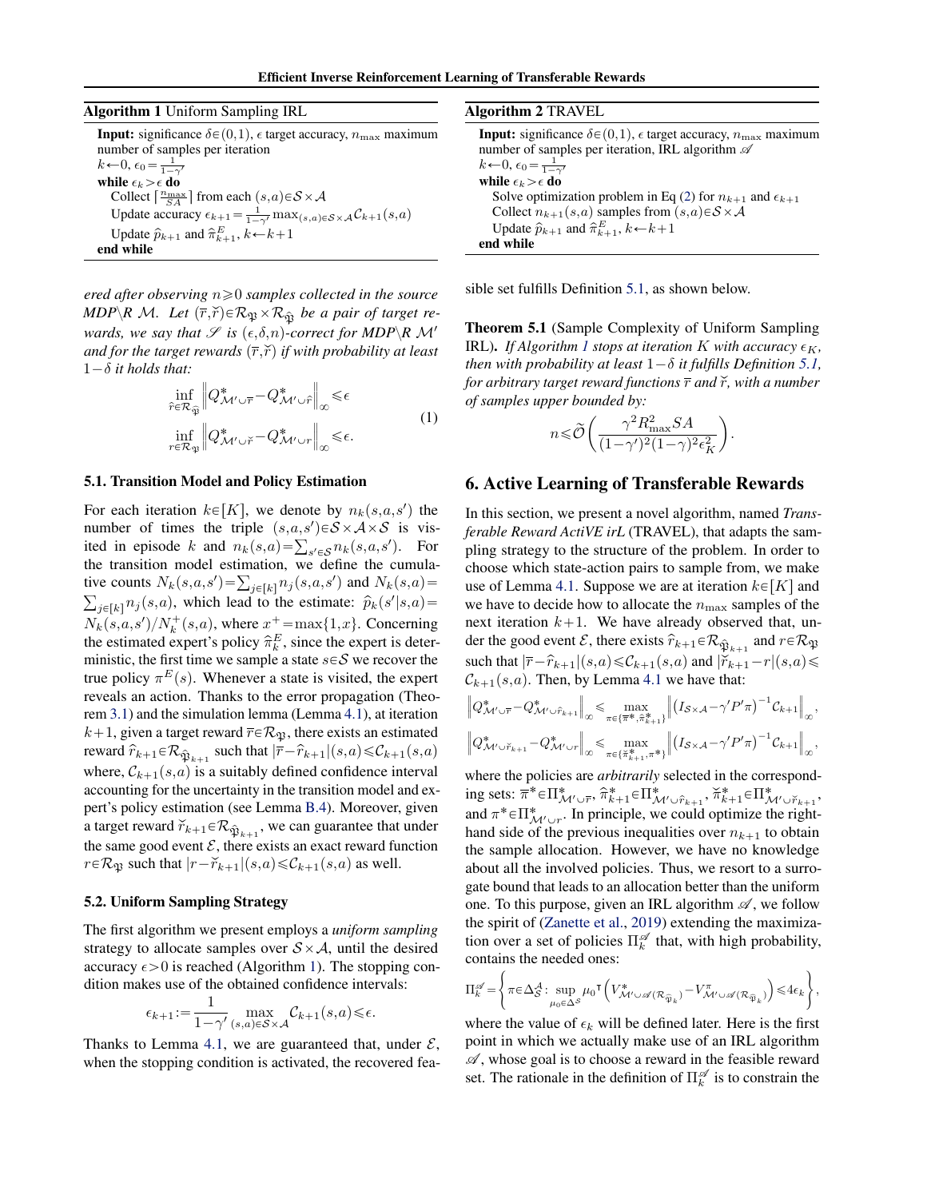**Algorithm 1** Uniform Sampling IRL

**Input:** significance $\delta \in (0,1)$, $\epsilon$ target accuracy, $n_{\max}$ maximum number of samples per iteration
$k \leftarrow 0$, $\epsilon_0 = \frac{1}{1-\gamma'}$
**while** $\epsilon_k > \epsilon$ **do**
  Collect $\lceil \frac{n_{\max}}{SA} \rceil$ from each $(s,a) \in \mathcal{S} \times \mathcal{A}$
  Update accuracy $\epsilon_{k+1} = \frac{1}{1-\gamma'} \max_{(s,a) \in \mathcal{S}\times\mathcal{A}} \mathcal{C}_{k+1}(s,a)$
  Update $\widehat{p}_{k+1}$ and $\widehat{\pi}^E_{k+1}$, $k \leftarrow k+1$
**end while**

*ered after observing $n \geqslant 0$ samples collected in the source MDP\R $\mathcal{M}$. Let $(\overline{r}, \breve{r}) \in \mathcal{R}_{\mathfrak{P}} \times \mathcal{R}_{\widehat{\mathfrak{P}}}$ be a pair of target rewards, we say that $\mathscr{S}$ is $(\epsilon, \delta, n)$-correct for MDP\R $\mathcal{M}'$ and for the target rewards $(\overline{r}, \breve{r})$ if with probability at least $1-\delta$ it holds that:*

$$
\begin{aligned}
\inf_{\widehat{r} \in \mathcal{R}_{\widehat{\mathfrak{P}}}} \left\| Q^*_{\mathcal{M}' \cup \overline{r}} - Q^*_{\mathcal{M}' \cup \widehat{r}} \right\|_\infty &\leqslant \epsilon \\
\inf_{r \in \mathcal{R}_{\mathfrak{P}}} \left\| Q^*_{\mathcal{M}' \cup \breve{r}} - Q^*_{\mathcal{M}' \cup r} \right\|_\infty &\leqslant \epsilon .
\end{aligned}
\tag{1}
$$

### 5.1. Transition Model and Policy Estimation

For each iteration $k \in [K]$, we denote by $n_k(s,a,s')$ the number of times the triple $(s,a,s') \in \mathcal{S}\times\mathcal{A}\times\mathcal{S}$ is visited in episode $k$ and $n_k(s,a) = \sum_{s' \in \mathcal{S}} n_k(s,a,s')$. For the transition model estimation, we define the cumulative counts $N_k(s,a,s') = \sum_{j \in [k]} n_j(s,a,s')$ and $N_k(s,a) = \sum_{j\in[k]} n_j(s,a)$, which lead to the estimate: $\widehat{p}_k(s'|s,a) = N_k(s,a,s')/N_k^+(s,a)$, where $x^+ = \max\{1, x\}$. Concerning the estimated expert's policy $\widehat{\pi}^E_k$, since the expert is deterministic, the first time we sample a state $s \in \mathcal{S}$ we recover the true policy $\pi^E(s)$. Whenever a state is visited, the expert reveals an action. Thanks to the error propagation (Theorem 3.1) and the simulation lemma (Lemma 4.1), at iteration $k+1$, given a target reward $\overline{r} \in \mathcal{R}_{\mathfrak{P}}$, there exists an estimated reward $\widehat{r}_{k+1} \in \mathcal{R}_{\widehat{\mathfrak{P}}_{k+1}}$ such that $|\overline{r} - \widehat{r}_{k+1}|(s,a) \leqslant \mathcal{C}_{k+1}(s,a)$ where, $\mathcal{C}_{k+1}(s,a)$ is a suitably defined confidence interval accounting for the uncertainty in the transition model and expert's policy estimation (see Lemma B.4). Moreover, given a target reward $\breve{r}_{k+1} \in \mathcal{R}_{\widehat{\mathfrak{P}}_{k+1}}$, we can guarantee that under the same good event $\mathcal{E}$, there exists an exact reward function $r \in \mathcal{R}_{\mathfrak{P}}$ such that $|r - \breve{r}_{k+1}|(s,a) \leqslant \mathcal{C}_{k+1}(s,a)$ as well.

### 5.2. Uniform Sampling Strategy

The first algorithm we present employs a *uniform sampling* strategy to allocate samples over $\mathcal{S}\times\mathcal{A}$, until the desired accuracy $\epsilon > 0$ is reached (Algorithm 1). The stopping condition makes use of the obtained confidence intervals:

$$
\epsilon_{k+1} := \frac{1}{1-\gamma'} \max_{(s,a) \in \mathcal{S}\times\mathcal{A}} \mathcal{C}_{k+1}(s,a) \leqslant \epsilon.
$$

Thanks to Lemma 4.1, we are guaranteed that, under $\mathcal{E}$, when the stopping condition is activated, the recovered feasible set fulfills Definition 5.1, as shown below.

**Algorithm 2** TRAVEL

**Input:** significance $\delta \in (0,1)$, $\epsilon$ target accuracy, $n_{\max}$ maximum number of samples per iteration, IRL algorithm $\mathscr{A}$
$k \leftarrow 0$, $\epsilon_0 = \frac{1}{1-\gamma'}$
**while** $\epsilon_k > \epsilon$ **do**
  Solve optimization problem in Eq (2) for $n_{k+1}$ and $\epsilon_{k+1}$
  Collect $n_{k+1}(s,a)$ samples from $(s,a) \in \mathcal{S}\times\mathcal{A}$
  Update $\widehat{p}_{k+1}$ and $\widehat{\pi}^E_{k+1}$, $k \leftarrow k+1$
**end while**

**Theorem 5.1** (Sample Complexity of Uniform Sampling IRL)**.** *If Algorithm 1 stops at iteration $K$ with accuracy $\epsilon_K$, then with probability at least $1-\delta$ it fulfills Definition 5.1, for arbitrary target reward functions $\overline{r}$ and $\breve{r}$, with a number of samples upper bounded by:*

$$
n \leqslant \widetilde{\mathcal{O}}\left( \frac{\gamma^2 R_{\max}^2 SA}{(1-\gamma')^2 (1-\gamma)^2 \epsilon_K^2} \right).
$$

## 6. Active Learning of Transferable Rewards

In this section, we present a novel algorithm, named *Transferable Reward ActiVE irL* (TRAVEL), that adapts the sampling strategy to the structure of the problem. In order to choose which state-action pairs to sample from, we make use of Lemma 4.1. Suppose we are at iteration $k \in [K]$ and we have to decide how to allocate the $n_{\max}$ samples of the next iteration $k+1$. We have already observed that, under the good event $\mathcal{E}$, there exists $\widehat{r}_{k+1} \in \mathcal{R}_{\widehat{\mathfrak{P}}_{k+1}}$ and $r \in \mathcal{R}_{\mathfrak{P}}$ such that $|\overline{r} - \widehat{r}_{k+1}|(s,a) \leqslant \mathcal{C}_{k+1}(s,a)$ and $|\breve{r}_{k+1} - r|(s,a) \leqslant \mathcal{C}_{k+1}(s,a)$. Then, by Lemma 4.1 we have that:

$$
\left\| Q^*_{\mathcal{M}' \cup \overline{r}} - Q^*_{\mathcal{M}' \cup \widehat{r}_{k+1}} \right\|_\infty \leqslant \max_{\pi \in \{\overline{\pi}^*, \widehat{\pi}^*_{k+1}\}} \left\| \left(I_{\mathcal{S}\times\mathcal{A}} - \gamma' P' \pi\right)^{-1} \mathcal{C}_{k+1} \right\|_\infty ,
$$

$$
\left\| Q^*_{\mathcal{M}' \cup \breve{r}_{k+1}} - Q^*_{\mathcal{M}' \cup r} \right\|_\infty \leqslant \max_{\pi \in \{\breve{\pi}^*_{k+1}, \pi^*\}} \left\| \left(I_{\mathcal{S}\times\mathcal{A}} - \gamma' P' \pi\right)^{-1} \mathcal{C}_{k+1} \right\|_\infty ,
$$

where the policies are *arbitrarily* selected in the corresponding sets: $\overline{\pi}^* \in \Pi^*_{\mathcal{M}' \cup \overline{r}}$, $\widehat{\pi}^*_{k+1} \in \Pi^*_{\mathcal{M}' \cup \widehat{r}_{k+1}}$, $\breve{\pi}^*_{k+1} \in \Pi^*_{\mathcal{M}' \cup \breve{r}_{k+1}}$, and $\pi^* \in \Pi^*_{\mathcal{M}' \cup r}$. In principle, we could optimize the right-hand side of the previous inequalities over $n_{k+1}$ to obtain the sample allocation. However, we have no knowledge about all the involved policies. Thus, we resort to a surrogate bound that leads to an allocation better than the uniform one. To this purpose, given an IRL algorithm $\mathscr{A}$, we follow the spirit of (Zanette et al., 2019) extending the maximization over a set of policies $\Pi^{\mathscr{A}}_k$ that, with high probability, contains the needed ones:

$$
\Pi^{\mathscr{A}}_k = \left\{ \pi \in \Delta^{\mathcal{A}}_{\mathcal{S}} : \sup_{\mu_0 \in \Delta^{\mathcal{S}}} \mu_0^\intercal \left( V^*_{\mathcal{M}' \cup \mathscr{A}(\mathcal{R}_{\widehat{\mathfrak{P}}_k})} - V^\pi_{\mathcal{M}' \cup \mathscr{A}(\mathcal{R}_{\widehat{\mathfrak{P}}_k})} \right) \leqslant 4\epsilon_k \right\},
$$

where the value of $\epsilon_k$ will be defined later. Here is the first point in which we actually make use of an IRL algorithm $\mathscr{A}$, whose goal is to choose a reward in the feasible reward set. The rationale in the definition of $\Pi^{\mathscr{A}}_k$ is to constrain the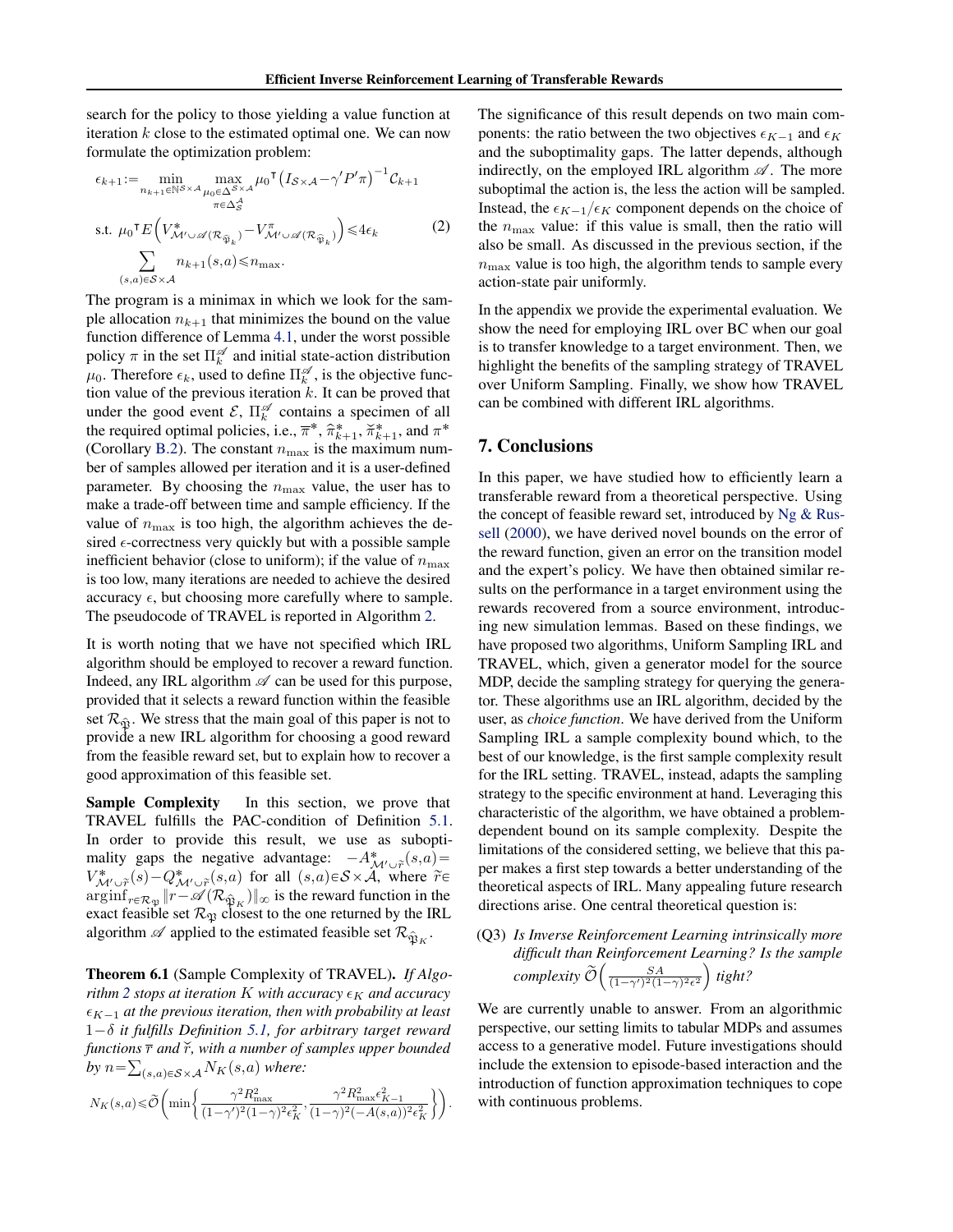search for the policy to those yielding a value function at iteration $k$ close to the estimated optimal one. We can now formulate the optimization problem:

$$
\begin{aligned}
\epsilon_{k+1} := & \min_{n_{k+1} \in \mathbb{N}^{\mathcal{S}\times\mathcal{A}}} \max_{\substack{\mu_0 \in \Delta^{\mathcal{S}\times\mathcal{A}} \\ \pi \in \Delta_{\mathcal{S}}^{\mathcal{A}}}} \mu_0^\intercal \left(I_{\mathcal{S}\times\mathcal{A}} - \gamma' P' \pi\right)^{-1} \mathcal{C}_{k+1} \\
\text{s.t. } & \mu_0^\intercal E\left(V^*_{\mathcal{M}' \cup \mathscr{A}(\mathcal{R}_{\widehat{\mathfrak{P}}_k})} - V^\pi_{\mathcal{M}' \cup \mathscr{A}(\mathcal{R}_{\widehat{\mathfrak{P}}_k})}\right) \leqslant 4\epsilon_k \\
& \sum_{(s,a)\in\mathcal{S}\times\mathcal{A}} n_{k+1}(s,a) \leqslant n_{\max}.
\end{aligned} \tag{2}
$$

The program is a minimax in which we look for the sample allocation $n_{k+1}$ that minimizes the bound on the value function difference of Lemma 4.1, under the worst possible policy $\pi$ in the set $\Pi_k^{\mathscr{A}}$ and initial state-action distribution $\mu_0$. Therefore $\epsilon_k$, used to define $\Pi_k^{\mathscr{A}}$, is the objective function value of the previous iteration $k$. It can be proved that under the good event $\mathcal{E}$, $\Pi_k^{\mathscr{A}}$ contains a specimen of all the required optimal policies, i.e., $\overline{\pi}^*$, $\widehat{\pi}^*_{k+1}$, $\breve{\pi}^*_{k+1}$, and $\pi^*$ (Corollary B.2). The constant $n_{\max}$ is the maximum number of samples allowed per iteration and it is a user-defined parameter. By choosing the $n_{\max}$ value, the user has to make a trade-off between time and sample efficiency. If the value of $n_{\max}$ is too high, the algorithm achieves the desired $\epsilon$-correctness very quickly but with a possible sample inefficient behavior (close to uniform); if the value of $n_{\max}$ is too low, many iterations are needed to achieve the desired accuracy $\epsilon$, but choosing more carefully where to sample. The pseudocode of TRAVEL is reported in Algorithm 2.

It is worth noting that we have not specified which IRL algorithm should be employed to recover a reward function. Indeed, any IRL algorithm $\mathscr{A}$ can be used for this purpose, provided that it selects a reward function within the feasible set $\mathcal{R}_{\widehat{\mathfrak{P}}}$. We stress that the main goal of this paper is not to provide a new IRL algorithm for choosing a good reward from the feasible reward set, but to explain how to recover a good approximation of this feasible set.

**Sample Complexity** In this section, we prove that TRAVEL fulfills the PAC-condition of Definition 5.1. In order to provide this result, we use as suboptimality gaps the negative advantage: $-A^*_{\mathcal{M}'\cup\widetilde{r}}(s,a) = V^*_{\mathcal{M}'\cup\widetilde{r}}(s) - Q^*_{\mathcal{M}'\cup\widetilde{r}}(s,a)$ for all $(s,a)\in\mathcal{S}\times\mathcal{A}$, where $\widetilde{r}\in \operatorname{arginf}_{r\in\mathcal{R}_{\mathfrak{P}}} \|r - \mathscr{A}(\mathcal{R}_{\widehat{\mathfrak{P}}_K})\|_\infty$ is the reward function in the exact feasible set $\mathcal{R}_{\mathfrak{P}}$ closest to the one returned by the IRL algorithm $\mathscr{A}$ applied to the estimated feasible set $\mathcal{R}_{\widehat{\mathfrak{P}}_K}$.

**Theorem 6.1** (Sample Complexity of TRAVEL). *If Algorithm 2 stops at iteration $K$ with accuracy $\epsilon_K$ and accuracy $\epsilon_{K-1}$ at the previous iteration, then with probability at least $1-\delta$ it fulfills Definition 5.1, for arbitrary target reward functions $\overline{r}$ and $\breve{r}$, with a number of samples upper bounded by $n = \sum_{(s,a)\in\mathcal{S}\times\mathcal{A}} N_K(s,a)$ where:*

$$
N_K(s,a) \leqslant \widetilde{\mathcal{O}}\left(\min\left\{\frac{\gamma^2 R_{\max}^2}{(1-\gamma')^2(1-\gamma)^2\epsilon_K^2}, \frac{\gamma^2 R_{\max}^2 \epsilon_{K-1}^2}{(1-\gamma)^2(-A(s,a))^2\epsilon_K^2}\right\}\right).
$$

The significance of this result depends on two main components: the ratio between the two objectives $\epsilon_{K-1}$ and $\epsilon_K$ and the suboptimality gaps. The latter depends, although indirectly, on the employed IRL algorithm $\mathscr{A}$. The more suboptimal the action is, the less the action will be sampled. Instead, the $\epsilon_{K-1}/\epsilon_K$ component depends on the choice of the $n_{\max}$ value: if this value is small, then the ratio will also be small. As discussed in the previous section, if the $n_{\max}$ value is too high, the algorithm tends to sample every action-state pair uniformly.

In the appendix we provide the experimental evaluation. We show the need for employing IRL over BC when our goal is to transfer knowledge to a target environment. Then, we highlight the benefits of the sampling strategy of TRAVEL over Uniform Sampling. Finally, we show how TRAVEL can be combined with different IRL algorithms.

## 7. Conclusions

In this paper, we have studied how to efficiently learn a transferable reward from a theoretical perspective. Using the concept of feasible reward set, introduced by Ng & Russell (2000), we have derived novel bounds on the error of the reward function, given an error on the transition model and the expert's policy. We have then obtained similar results on the performance in a target environment using the rewards recovered from a source environment, introducing new simulation lemmas. Based on these findings, we have proposed two algorithms, Uniform Sampling IRL and TRAVEL, which, given a generator model for the source MDP, decide the sampling strategy for querying the generator. These algorithms use an IRL algorithm, decided by the user, as *choice function*. We have derived from the Uniform Sampling IRL a sample complexity bound which, to the best of our knowledge, is the first sample complexity result for the IRL setting. TRAVEL, instead, adapts the sampling strategy to the specific environment at hand. Leveraging this characteristic of the algorithm, we have obtained a problem-dependent bound on its sample complexity. Despite the limitations of the considered setting, we believe that this paper makes a first step towards a better understanding of the theoretical aspects of IRL. Many appealing future research directions arise. One central theoretical question is:

(Q3) *Is Inverse Reinforcement Learning intrinsically more difficult than Reinforcement Learning? Is the sample complexity $\widetilde{\mathcal{O}}\left(\frac{SA}{(1-\gamma')^2(1-\gamma)^2\epsilon^2}\right)$ tight?*

We are currently unable to answer. From an algorithmic perspective, our setting limits to tabular MDPs and assumes access to a generative model. Future investigations should include the extension to episode-based interaction and the introduction of function approximation techniques to cope with continuous problems.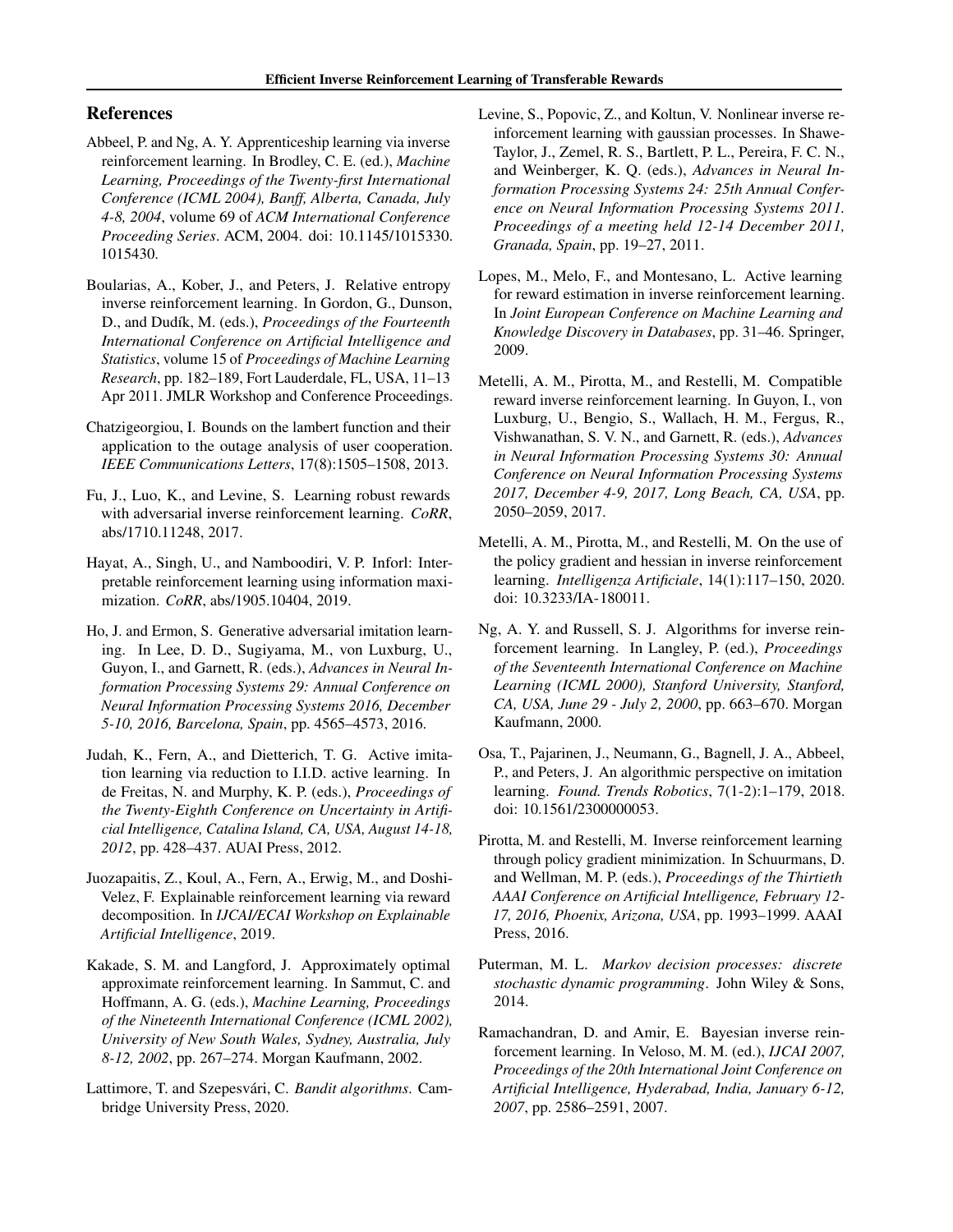## References

Abbeel, P. and Ng, A. Y. Apprenticeship learning via inverse reinforcement learning. In Brodley, C. E. (ed.), *Machine Learning, Proceedings of the Twenty-first International Conference (ICML 2004), Banff, Alberta, Canada, July 4-8, 2004*, volume 69 of *ACM International Conference Proceeding Series*. ACM, 2004. doi: 10.1145/1015330.1015430.

Boularias, A., Kober, J., and Peters, J. Relative entropy inverse reinforcement learning. In Gordon, G., Dunson, D., and Dudík, M. (eds.), *Proceedings of the Fourteenth International Conference on Artificial Intelligence and Statistics*, volume 15 of *Proceedings of Machine Learning Research*, pp. 182–189, Fort Lauderdale, FL, USA, 11–13 Apr 2011. JMLR Workshop and Conference Proceedings.

Chatzigeorgiou, I. Bounds on the lambert function and their application to the outage analysis of user cooperation. *IEEE Communications Letters*, 17(8):1505–1508, 2013.

Fu, J., Luo, K., and Levine, S. Learning robust rewards with adversarial inverse reinforcement learning. *CoRR*, abs/1710.11248, 2017.

Hayat, A., Singh, U., and Namboodiri, V. P. Inforl: Interpretable reinforcement learning using information maximization. *CoRR*, abs/1905.10404, 2019.

Ho, J. and Ermon, S. Generative adversarial imitation learning. In Lee, D. D., Sugiyama, M., von Luxburg, U., Guyon, I., and Garnett, R. (eds.), *Advances in Neural Information Processing Systems 29: Annual Conference on Neural Information Processing Systems 2016, December 5-10, 2016, Barcelona, Spain*, pp. 4565–4573, 2016.

Judah, K., Fern, A., and Dietterich, T. G. Active imitation learning via reduction to I.I.D. active learning. In de Freitas, N. and Murphy, K. P. (eds.), *Proceedings of the Twenty-Eighth Conference on Uncertainty in Artificial Intelligence, Catalina Island, CA, USA, August 14-18, 2012*, pp. 428–437. AUAI Press, 2012.

Juozapaitis, Z., Koul, A., Fern, A., Erwig, M., and Doshi-Velez, F. Explainable reinforcement learning via reward decomposition. In *IJCAI/ECAI Workshop on Explainable Artificial Intelligence*, 2019.

Kakade, S. M. and Langford, J. Approximately optimal approximate reinforcement learning. In Sammut, C. and Hoffmann, A. G. (eds.), *Machine Learning, Proceedings of the Nineteenth International Conference (ICML 2002), University of New South Wales, Sydney, Australia, July 8-12, 2002*, pp. 267–274. Morgan Kaufmann, 2002.

Lattimore, T. and Szepesvári, C. *Bandit algorithms*. Cambridge University Press, 2020.

Levine, S., Popovic, Z., and Koltun, V. Nonlinear inverse reinforcement learning with gaussian processes. In Shawe-Taylor, J., Zemel, R. S., Bartlett, P. L., Pereira, F. C. N., and Weinberger, K. Q. (eds.), *Advances in Neural Information Processing Systems 24: 25th Annual Conference on Neural Information Processing Systems 2011. Proceedings of a meeting held 12-14 December 2011, Granada, Spain*, pp. 19–27, 2011.

Lopes, M., Melo, F., and Montesano, L. Active learning for reward estimation in inverse reinforcement learning. In *Joint European Conference on Machine Learning and Knowledge Discovery in Databases*, pp. 31–46. Springer, 2009.

Metelli, A. M., Pirotta, M., and Restelli, M. Compatible reward inverse reinforcement learning. In Guyon, I., von Luxburg, U., Bengio, S., Wallach, H. M., Fergus, R., Vishwanathan, S. V. N., and Garnett, R. (eds.), *Advances in Neural Information Processing Systems 30: Annual Conference on Neural Information Processing Systems 2017, December 4-9, 2017, Long Beach, CA, USA*, pp. 2050–2059, 2017.

Metelli, A. M., Pirotta, M., and Restelli, M. On the use of the policy gradient and hessian in inverse reinforcement learning. *Intelligenza Artificiale*, 14(1):117–150, 2020. doi: 10.3233/IA-180011.

Ng, A. Y. and Russell, S. J. Algorithms for inverse reinforcement learning. In Langley, P. (ed.), *Proceedings of the Seventeenth International Conference on Machine Learning (ICML 2000), Stanford University, Stanford, CA, USA, June 29 - July 2, 2000*, pp. 663–670. Morgan Kaufmann, 2000.

Osa, T., Pajarinen, J., Neumann, G., Bagnell, J. A., Abbeel, P., and Peters, J. An algorithmic perspective on imitation learning. *Found. Trends Robotics*, 7(1-2):1–179, 2018. doi: 10.1561/2300000053.

Pirotta, M. and Restelli, M. Inverse reinforcement learning through policy gradient minimization. In Schuurmans, D. and Wellman, M. P. (eds.), *Proceedings of the Thirtieth AAAI Conference on Artificial Intelligence, February 12-17, 2016, Phoenix, Arizona, USA*, pp. 1993–1999. AAAI Press, 2016.

Puterman, M. L. *Markov decision processes: discrete stochastic dynamic programming*. John Wiley & Sons, 2014.

Ramachandran, D. and Amir, E. Bayesian inverse reinforcement learning. In Veloso, M. M. (ed.), *IJCAI 2007, Proceedings of the 20th International Joint Conference on Artificial Intelligence, Hyderabad, India, January 6-12, 2007*, pp. 2586–2591, 2007.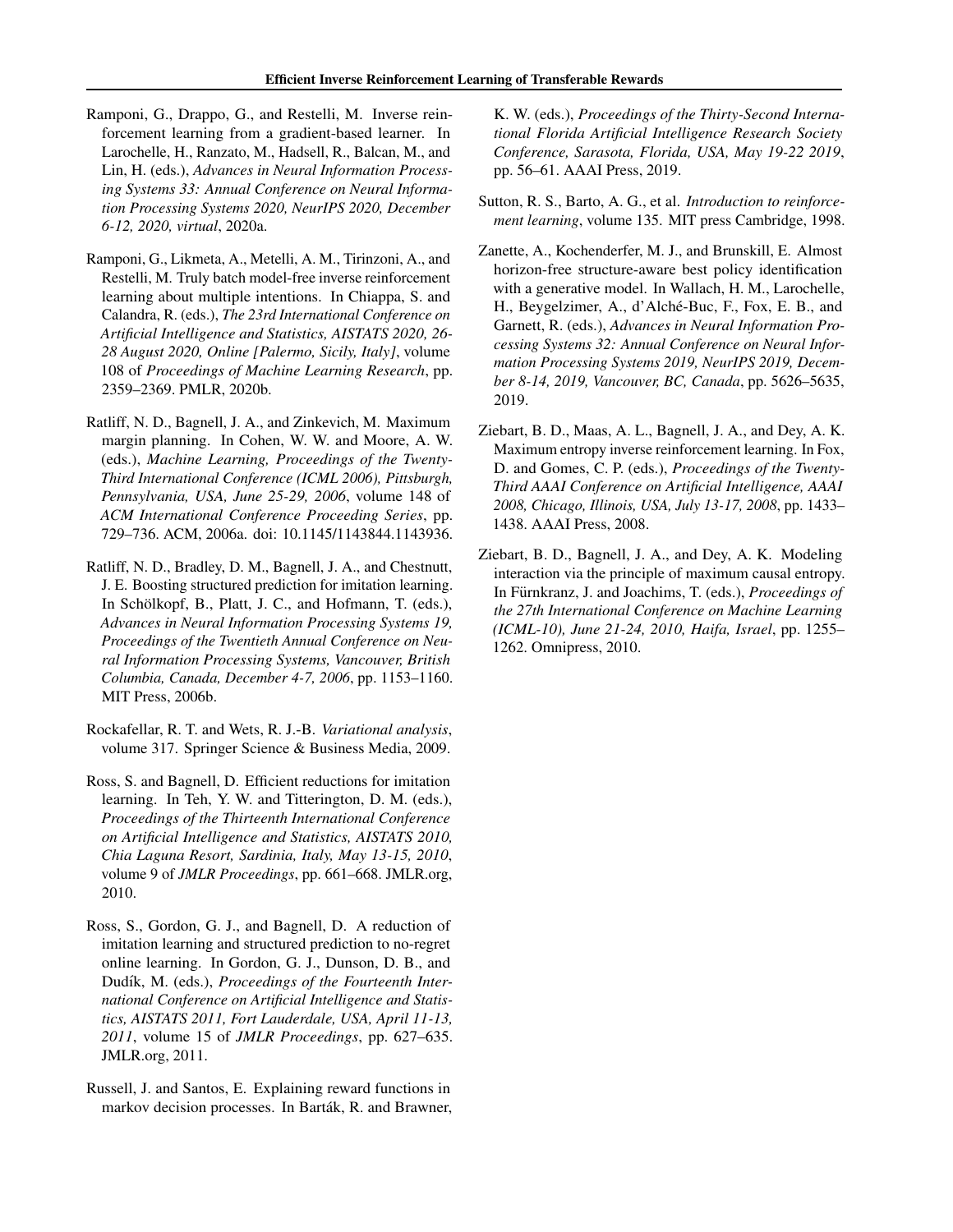Ramponi, G., Drappo, G., and Restelli, M. Inverse reinforcement learning from a gradient-based learner. In Larochelle, H., Ranzato, M., Hadsell, R., Balcan, M., and Lin, H. (eds.), *Advances in Neural Information Processing Systems 33: Annual Conference on Neural Information Processing Systems 2020, NeurIPS 2020, December 6-12, 2020, virtual*, 2020a.

Ramponi, G., Likmeta, A., Metelli, A. M., Tirinzoni, A., and Restelli, M. Truly batch model-free inverse reinforcement learning about multiple intentions. In Chiappa, S. and Calandra, R. (eds.), *The 23rd International Conference on Artificial Intelligence and Statistics, AISTATS 2020, 26-28 August 2020, Online [Palermo, Sicily, Italy]*, volume 108 of *Proceedings of Machine Learning Research*, pp. 2359–2369. PMLR, 2020b.

Ratliff, N. D., Bagnell, J. A., and Zinkevich, M. Maximum margin planning. In Cohen, W. W. and Moore, A. W. (eds.), *Machine Learning, Proceedings of the Twenty-Third International Conference (ICML 2006), Pittsburgh, Pennsylvania, USA, June 25-29, 2006*, volume 148 of *ACM International Conference Proceeding Series*, pp. 729–736. ACM, 2006a. doi: 10.1145/1143844.1143936.

Ratliff, N. D., Bradley, D. M., Bagnell, J. A., and Chestnutt, J. E. Boosting structured prediction for imitation learning. In Schölkopf, B., Platt, J. C., and Hofmann, T. (eds.), *Advances in Neural Information Processing Systems 19, Proceedings of the Twentieth Annual Conference on Neural Information Processing Systems, Vancouver, British Columbia, Canada, December 4-7, 2006*, pp. 1153–1160. MIT Press, 2006b.

Rockafellar, R. T. and Wets, R. J.-B. *Variational analysis*, volume 317. Springer Science & Business Media, 2009.

Ross, S. and Bagnell, D. Efficient reductions for imitation learning. In Teh, Y. W. and Titterington, D. M. (eds.), *Proceedings of the Thirteenth International Conference on Artificial Intelligence and Statistics, AISTATS 2010, Chia Laguna Resort, Sardinia, Italy, May 13-15, 2010*, volume 9 of *JMLR Proceedings*, pp. 661–668. JMLR.org, 2010.

Ross, S., Gordon, G. J., and Bagnell, D. A reduction of imitation learning and structured prediction to no-regret online learning. In Gordon, G. J., Dunson, D. B., and Dudík, M. (eds.), *Proceedings of the Fourteenth International Conference on Artificial Intelligence and Statistics, AISTATS 2011, Fort Lauderdale, USA, April 11-13, 2011*, volume 15 of *JMLR Proceedings*, pp. 627–635. JMLR.org, 2011.

Russell, J. and Santos, E. Explaining reward functions in markov decision processes. In Barták, R. and Brawner, K. W. (eds.), *Proceedings of the Thirty-Second International Florida Artificial Intelligence Research Society Conference, Sarasota, Florida, USA, May 19-22 2019*, pp. 56–61. AAAI Press, 2019.

Sutton, R. S., Barto, A. G., et al. *Introduction to reinforcement learning*, volume 135. MIT press Cambridge, 1998.

Zanette, A., Kochenderfer, M. J., and Brunskill, E. Almost horizon-free structure-aware best policy identification with a generative model. In Wallach, H. M., Larochelle, H., Beygelzimer, A., d'Alché-Buc, F., Fox, E. B., and Garnett, R. (eds.), *Advances in Neural Information Processing Systems 32: Annual Conference on Neural Information Processing Systems 2019, NeurIPS 2019, December 8-14, 2019, Vancouver, BC, Canada*, pp. 5626–5635, 2019.

Ziebart, B. D., Maas, A. L., Bagnell, J. A., and Dey, A. K. Maximum entropy inverse reinforcement learning. In Fox, D. and Gomes, C. P. (eds.), *Proceedings of the Twenty-Third AAAI Conference on Artificial Intelligence, AAAI 2008, Chicago, Illinois, USA, July 13-17, 2008*, pp. 1433–1438. AAAI Press, 2008.

Ziebart, B. D., Bagnell, J. A., and Dey, A. K. Modeling interaction via the principle of maximum causal entropy. In Fürnkranz, J. and Joachims, T. (eds.), *Proceedings of the 27th International Conference on Machine Learning (ICML-10), June 21-24, 2010, Haifa, Israel*, pp. 1255–1262. Omnipress, 2010.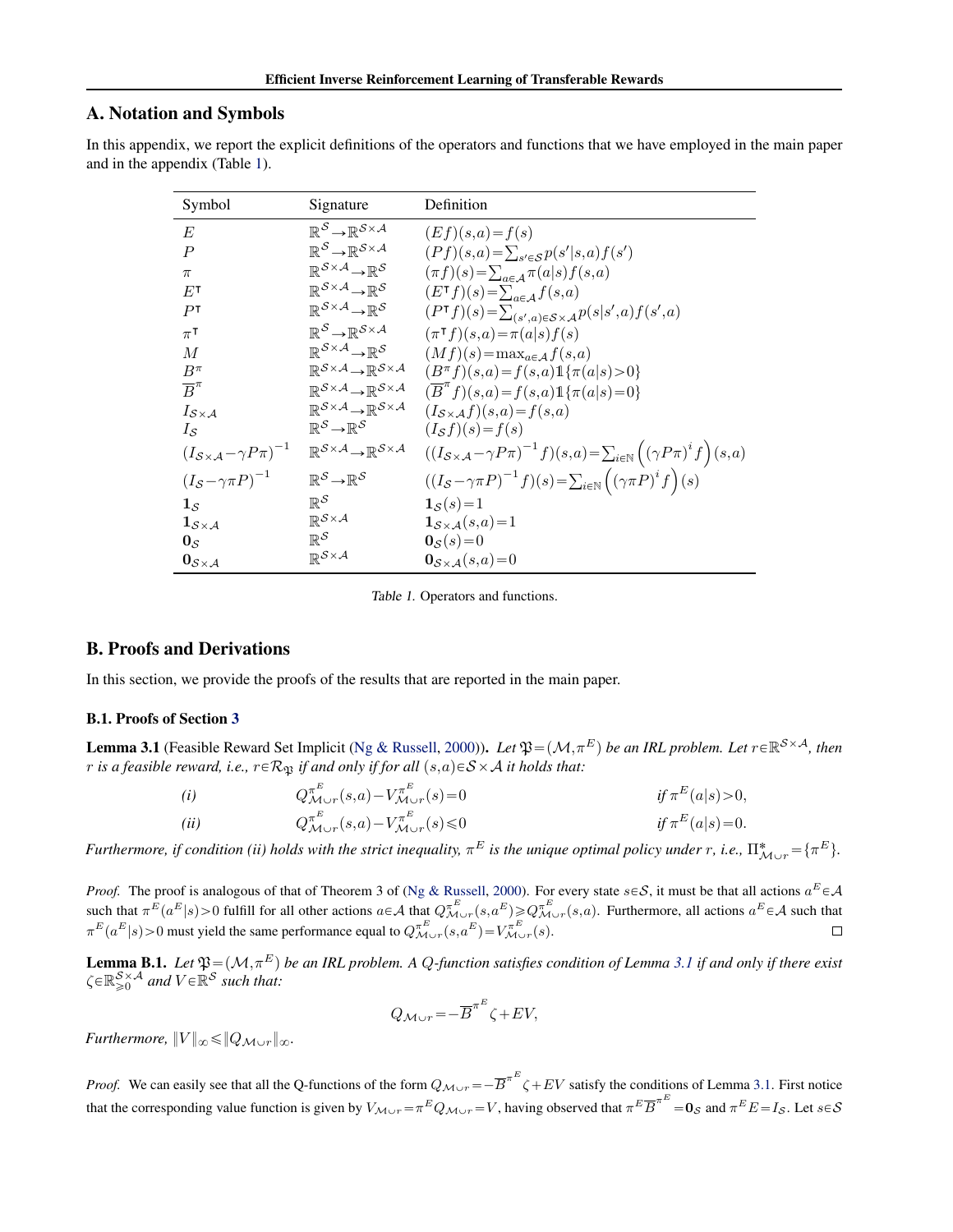## A. Notation and Symbols

In this appendix, we report the explicit definitions of the operators and functions that we have employed in the main paper and in the appendix (Table 1).

| Symbol | Signature | Definition |
|---|---|---|
| $E$ | $\mathbb{R}^{\mathcal{S}} \to \mathbb{R}^{\mathcal{S}\times\mathcal{A}}$ | $(Ef)(s,a) = f(s)$ |
| $P$ | $\mathbb{R}^{\mathcal{S}} \to \mathbb{R}^{\mathcal{S}\times\mathcal{A}}$ | $(Pf)(s,a) = \sum_{s'\in\mathcal{S}} p(s'\|s,a) f(s')$ |
| $\pi$ | $\mathbb{R}^{\mathcal{S}\times\mathcal{A}} \to \mathbb{R}^{\mathcal{S}}$ | $(\pi f)(s) = \sum_{a\in\mathcal{A}} \pi(a\|s) f(s,a)$ |
| $E^\intercal$ | $\mathbb{R}^{\mathcal{S}\times\mathcal{A}} \to \mathbb{R}^{\mathcal{S}}$ | $(E^\intercal f)(s) = \sum_{a\in\mathcal{A}} f(s,a)$ |
| $P^\intercal$ | $\mathbb{R}^{\mathcal{S}\times\mathcal{A}} \to \mathbb{R}^{\mathcal{S}}$ | $(P^\intercal f)(s) = \sum_{(s',a)\in\mathcal{S}\times\mathcal{A}} p(s\|s',a) f(s',a)$ |
| $\pi^\intercal$ | $\mathbb{R}^{\mathcal{S}} \to \mathbb{R}^{\mathcal{S}\times\mathcal{A}}$ | $(\pi^\intercal f)(s,a) = \pi(a\|s) f(s)$ |
| $M$ | $\mathbb{R}^{\mathcal{S}\times\mathcal{A}} \to \mathbb{R}^{\mathcal{S}}$ | $(Mf)(s) = \max_{a\in\mathcal{A}} f(s,a)$ |
| $B^\pi$ | $\mathbb{R}^{\mathcal{S}\times\mathcal{A}} \to \mathbb{R}^{\mathcal{S}\times\mathcal{A}}$ | $(B^\pi f)(s,a) = f(s,a)\mathbb{1}\{\pi(a\|s) > 0\}$ |
| $\overline{B}^\pi$ | $\mathbb{R}^{\mathcal{S}\times\mathcal{A}} \to \mathbb{R}^{\mathcal{S}\times\mathcal{A}}$ | $(\overline{B}^\pi f)(s,a) = f(s,a)\mathbb{1}\{\pi(a\|s) = 0\}$ |
| $I_{\mathcal{S}\times\mathcal{A}}$ | $\mathbb{R}^{\mathcal{S}\times\mathcal{A}} \to \mathbb{R}^{\mathcal{S}\times\mathcal{A}}$ | $(I_{\mathcal{S}\times\mathcal{A}} f)(s,a) = f(s,a)$ |
| $I_{\mathcal{S}}$ | $\mathbb{R}^{\mathcal{S}} \to \mathbb{R}^{\mathcal{S}}$ | $(I_{\mathcal{S}} f)(s) = f(s)$ |
| $(I_{\mathcal{S}\times\mathcal{A}} - \gamma P\pi)^{-1}$ | $\mathbb{R}^{\mathcal{S}\times\mathcal{A}} \to \mathbb{R}^{\mathcal{S}\times\mathcal{A}}$ | $((I_{\mathcal{S}\times\mathcal{A}} - \gamma P\pi)^{-1} f)(s,a) = \sum_{i\in\mathbb{N}} \left((\gamma P\pi)^i f\right)(s,a)$ |
| $(I_{\mathcal{S}} - \gamma\pi P)^{-1}$ | $\mathbb{R}^{\mathcal{S}} \to \mathbb{R}^{\mathcal{S}}$ | $((I_{\mathcal{S}} - \gamma\pi P)^{-1} f)(s) = \sum_{i\in\mathbb{N}} \left((\gamma\pi P)^i f\right)(s)$ |
| $\mathbf{1}_{\mathcal{S}}$ | $\mathbb{R}^{\mathcal{S}}$ | $\mathbf{1}_{\mathcal{S}}(s) = 1$ |
| $\mathbf{1}_{\mathcal{S}\times\mathcal{A}}$ | $\mathbb{R}^{\mathcal{S}\times\mathcal{A}}$ | $\mathbf{1}_{\mathcal{S}\times\mathcal{A}}(s,a) = 1$ |
| $\mathbf{0}_{\mathcal{S}}$ | $\mathbb{R}^{\mathcal{S}}$ | $\mathbf{0}_{\mathcal{S}}(s) = 0$ |
| $\mathbf{0}_{\mathcal{S}\times\mathcal{A}}$ | $\mathbb{R}^{\mathcal{S}\times\mathcal{A}}$ | $\mathbf{0}_{\mathcal{S}\times\mathcal{A}}(s,a) = 0$ |

Table 1. Operators and functions.

## B. Proofs and Derivations

In this section, we provide the proofs of the results that are reported in the main paper.

### B.1. Proofs of Section 3

**Lemma 3.1** (Feasible Reward Set Implicit (Ng & Russell, 2000))**.** *Let $\mathfrak{P} = (\mathcal{M}, \pi^E)$ be an IRL problem. Let $r \in \mathbb{R}^{\mathcal{S}\times\mathcal{A}}$, then $r$ is a feasible reward, i.e., $r \in \mathcal{R}_{\mathfrak{P}}$ if and only if for all $(s,a) \in \mathcal{S}\times\mathcal{A}$ it holds that:*

*(i)* $\quad Q^{\pi^E}_{\mathcal{M}\cup r}(s,a) - V^{\pi^E}_{\mathcal{M}\cup r}(s) = 0 \qquad$ *if* $\pi^E(a|s) > 0$,

*(ii)* $\quad Q^{\pi^E}_{\mathcal{M}\cup r}(s,a) - V^{\pi^E}_{\mathcal{M}\cup r}(s) \leqslant 0 \qquad$ *if* $\pi^E(a|s) = 0$.

*Furthermore, if condition (ii) holds with the strict inequality, $\pi^E$ is the unique optimal policy under $r$, i.e., $\Pi^*_{\mathcal{M}\cup r} = \{\pi^E\}$.*

*Proof.* The proof is analogous of that of Theorem 3 of (Ng & Russell, 2000). For every state $s \in \mathcal{S}$, it must be that all actions $a^E \in \mathcal{A}$ such that $\pi^E(a^E|s) > 0$ fulfill for all other actions $a \in \mathcal{A}$ that $Q^{\pi^E}_{\mathcal{M}\cup r}(s,a^E) \geqslant Q^{\pi^E}_{\mathcal{M}\cup r}(s,a)$. Furthermore, all actions $a^E \in \mathcal{A}$ such that $\pi^E(a^E|s) > 0$ must yield the same performance equal to $Q^{\pi^E}_{\mathcal{M}\cup r}(s,a^E) = V^{\pi^E}_{\mathcal{M}\cup r}(s)$. $\square$

**Lemma B.1.** *Let $\mathfrak{P} = (\mathcal{M}, \pi^E)$ be an IRL problem. A Q-function satisfies condition of Lemma 3.1 if and only if there exist $\zeta \in \mathbb{R}^{\mathcal{S}\times\mathcal{A}}_{\geqslant 0}$ and $V \in \mathbb{R}^{\mathcal{S}}$ such that:*

$$Q_{\mathcal{M}\cup r} = -\overline{B}^{\pi^E}\zeta + EV,$$

*Furthermore, $\|V\|_\infty \leqslant \|Q_{\mathcal{M}\cup r}\|_\infty$.*

*Proof.* We can easily see that all the Q-functions of the form $Q_{\mathcal{M}\cup r} = -\overline{B}^{\pi^E}\zeta + EV$ satisfy the conditions of Lemma 3.1. First notice that the corresponding value function is given by $V_{\mathcal{M}\cup r} = \pi^E Q_{\mathcal{M}\cup r} = V$, having observed that $\pi^E \overline{B}^{\pi^E} = \mathbf{0}_{\mathcal{S}}$ and $\pi^E E = I_{\mathcal{S}}$. Let $s \in \mathcal{S}$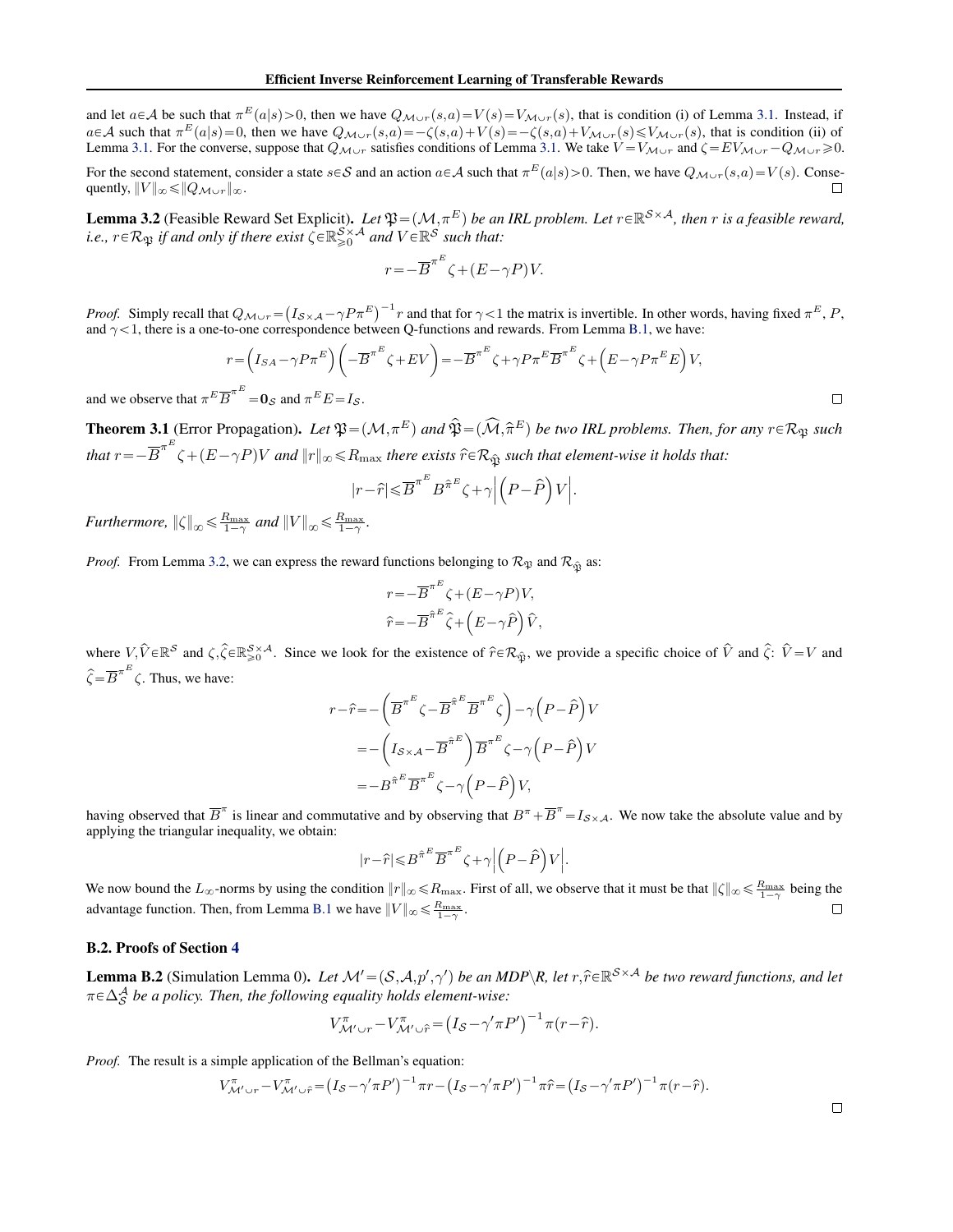and let $a \in \mathcal{A}$ be such that $\pi^E(a|s) > 0$, then we have $Q_{\mathcal{M}\cup r}(s,a) = V(s) = V_{\mathcal{M}\cup r}(s)$, that is condition (i) of Lemma 3.1. Instead, if $a \in \mathcal{A}$ such that $\pi^E(a|s) = 0$, then we have $Q_{\mathcal{M}\cup r}(s,a) = -\zeta(s,a) + V(s) = -\zeta(s,a) + V_{\mathcal{M}\cup r}(s) \leqslant V_{\mathcal{M}\cup r}(s)$, that is condition (ii) of Lemma 3.1. For the converse, suppose that $Q_{\mathcal{M}\cup r}$ satisfies conditions of Lemma 3.1. We take $V = V_{\mathcal{M}\cup r}$ and $\zeta = EV_{\mathcal{M}\cup r} - Q_{\mathcal{M}\cup r} \geqslant 0$.

For the second statement, consider a state $s \in \mathcal{S}$ and an action $a \in \mathcal{A}$ such that $\pi^E(a|s) > 0$. Then, we have $Q_{\mathcal{M}\cup r}(s,a) = V(s)$. Consequently, $\|V\|_\infty \leqslant \|Q_{\mathcal{M}\cup r}\|_\infty$. $\square$

**Lemma 3.2** (Feasible Reward Set Explicit). *Let $\mathfrak{P} = (\mathcal{M}, \pi^E)$ be an IRL problem. Let $r \in \mathbb{R}^{\mathcal{S}\times\mathcal{A}}$, then $r$ is a feasible reward, i.e., $r \in \mathcal{R}_{\mathfrak{P}}$ if and only if there exist $\zeta \in \mathbb{R}_{\geqslant 0}^{\mathcal{S}\times\mathcal{A}}$ and $V \in \mathbb{R}^{\mathcal{S}}$ such that:*

$$r = -\overline{B}^{\pi^E}\zeta + (E - \gamma P)V.$$

*Proof.* Simply recall that $Q_{\mathcal{M}\cup r} = \left(I_{\mathcal{S}\times\mathcal{A}} - \gamma P \pi^E\right)^{-1} r$ and that for $\gamma < 1$ the matrix is invertible. In other words, having fixed $\pi^E$, $P$, and $\gamma < 1$, there is a one-to-one correspondence between Q-functions and rewards. From Lemma B.1, we have:

$$r = \left(I_{SA} - \gamma P \pi^E\right)\left(-\overline{B}^{\pi^E}\zeta + EV\right) = -\overline{B}^{\pi^E}\zeta + \gamma P \pi^E \overline{B}^{\pi^E}\zeta + \left(E - \gamma P \pi^E E\right)V,$$

and we observe that $\pi^E \overline{B}^{\pi^E} = \mathbf{0}_{\mathcal{S}}$ and $\pi^E E = I_{\mathcal{S}}$. $\square$

**Theorem 3.1** (Error Propagation). *Let $\mathfrak{P} = (\mathcal{M}, \pi^E)$ and $\widehat{\mathfrak{P}} = (\widehat{\mathcal{M}}, \widehat{\pi}^E)$ be two IRL problems. Then, for any $r \in \mathcal{R}_{\mathfrak{P}}$ such that $r = -\overline{B}^{\pi^E}\zeta + (E - \gamma P)V$ and $\|r\|_\infty \leqslant R_{\max}$ there exists $\widehat{r} \in \mathcal{R}_{\widehat{\mathfrak{P}}}$ such that element-wise it holds that:*

$$|r - \widehat{r}| \leqslant \overline{B}^{\pi^E} B^{\widehat{\pi}^E}\zeta + \gamma\left|\left(P - \widehat{P}\right)V\right|.$$

*Furthermore, $\|\zeta\|_\infty \leqslant \frac{R_{\max}}{1-\gamma}$ and $\|V\|_\infty \leqslant \frac{R_{\max}}{1-\gamma}$.*

*Proof.* From Lemma 3.2, we can express the reward functions belonging to $\mathcal{R}_{\mathfrak{P}}$ and $\mathcal{R}_{\widehat{\mathfrak{P}}}$ as:

$$r = -\overline{B}^{\pi^E}\zeta + (E - \gamma P)V,$$
$$\widehat{r} = -\overline{B}^{\widehat{\pi}^E}\widehat{\zeta} + \left(E - \gamma \widehat{P}\right)\widehat{V},$$

where $V, \widehat{V} \in \mathbb{R}^{\mathcal{S}}$ and $\zeta, \widehat{\zeta} \in \mathbb{R}_{\geqslant 0}^{\mathcal{S}\times\mathcal{A}}$. Since we look for the existence of $\widehat{r} \in \mathcal{R}_{\widehat{\mathfrak{P}}}$, we provide a specific choice of $\widehat{V}$ and $\widehat{\zeta}$: $\widehat{V} = V$ and $\widehat{\zeta} = \overline{B}^{\pi^E}\zeta$. Thus, we have:

$$\begin{aligned}
r - \widehat{r} &= -\left(\overline{B}^{\pi^E}\zeta - \overline{B}^{\widehat{\pi}^E}\overline{B}^{\pi^E}\zeta\right) - \gamma\left(P - \widehat{P}\right)V \\
&= -\left(I_{\mathcal{S}\times\mathcal{A}} - \overline{B}^{\widehat{\pi}^E}\right)\overline{B}^{\pi^E}\zeta - \gamma\left(P - \widehat{P}\right)V \\
&= -B^{\widehat{\pi}^E}\overline{B}^{\pi^E}\zeta - \gamma\left(P - \widehat{P}\right)V,
\end{aligned}$$

having observed that $\overline{B}^{\pi}$ is linear and commutative and by observing that $B^{\pi} + \overline{B}^{\pi} = I_{\mathcal{S}\times\mathcal{A}}$. We now take the absolute value and by applying the triangular inequality, we obtain:

$$|r - \widehat{r}| \leqslant B^{\widehat{\pi}^E}\overline{B}^{\pi^E}\zeta + \gamma\left|\left(P - \widehat{P}\right)V\right|.$$

We now bound the $L_\infty$-norms by using the condition $\|r\|_\infty \leqslant R_{\max}$. First of all, we observe that it must be that $\|\zeta\|_\infty \leqslant \frac{R_{\max}}{1-\gamma}$ being the advantage function. Then, from Lemma B.1 we have $\|V\|_\infty \leqslant \frac{R_{\max}}{1-\gamma}$. $\square$

### B.2. Proofs of Section 4

**Lemma B.2** (Simulation Lemma 0). *Let $\mathcal{M}' = (\mathcal{S}, \mathcal{A}, p', \gamma')$ be an MDP\R, let $r, \widehat{r} \in \mathbb{R}^{\mathcal{S}\times\mathcal{A}}$ be two reward functions, and let $\pi \in \Delta_{\mathcal{S}}^{\mathcal{A}}$ be a policy. Then, the following equality holds element-wise:*

$$V^{\pi}_{\mathcal{M}'\cup r} - V^{\pi}_{\mathcal{M}'\cup \widehat{r}} = \left(I_{\mathcal{S}} - \gamma' \pi P'\right)^{-1}\pi(r - \widehat{r}).$$

*Proof.* The result is a simple application of the Bellman's equation:

$$V^{\pi}_{\mathcal{M}'\cup r} - V^{\pi}_{\mathcal{M}'\cup \widehat{r}} = \left(I_{\mathcal{S}} - \gamma' \pi P'\right)^{-1}\pi r - \left(I_{\mathcal{S}} - \gamma' \pi P'\right)^{-1}\pi \widehat{r} = \left(I_{\mathcal{S}} - \gamma' \pi P'\right)^{-1}\pi(r - \widehat{r}).$$

$\square$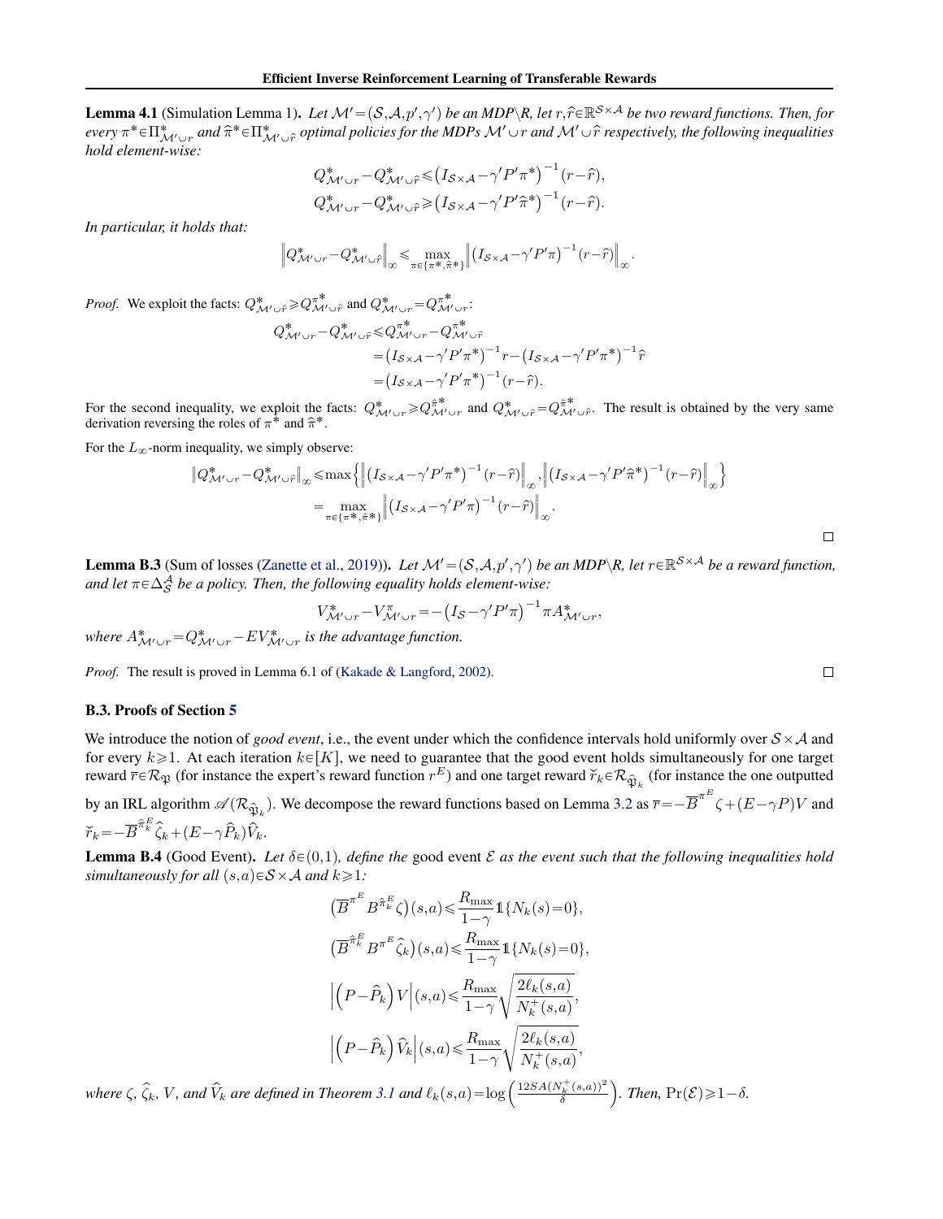**Lemma 4.1** (Simulation Lemma 1)**.** *Let $\mathcal{M}'=(\mathcal{S},\mathcal{A},p',\gamma')$ be an MDP\R, let $r,\widehat{r}\in\mathbb{R}^{\mathcal{S}\times\mathcal{A}}$ be two reward functions. Then, for every $\pi^*\in\Pi^*_{\mathcal{M}'\cup r}$ and $\widehat{\pi}^*\in\Pi^*_{\mathcal{M}'\cup\widehat{r}}$ optimal policies for the MDPs $\mathcal{M}'\cup r$ and $\mathcal{M}'\cup\widehat{r}$ respectively, the following inequalities hold element-wise:*

$$Q^*_{\mathcal{M}'\cup r}-Q^*_{\mathcal{M}'\cup\widehat{r}}\leqslant\left(I_{\mathcal{S}\times\mathcal{A}}-\gamma'P'\pi^*\right)^{-1}(r-\widehat{r}),$$
$$Q^*_{\mathcal{M}'\cup r}-Q^*_{\mathcal{M}'\cup\widehat{r}}\geqslant\left(I_{\mathcal{S}\times\mathcal{A}}-\gamma'P'\widehat{\pi}^*\right)^{-1}(r-\widehat{r}).$$

*In particular, it holds that:*

$$\left\|Q^*_{\mathcal{M}'\cup r}-Q^*_{\mathcal{M}'\cup\widehat{r}}\right\|_\infty\leqslant\max_{\pi\in\{\pi^*,\widehat{\pi}^*\}}\left\|\left(I_{\mathcal{S}\times\mathcal{A}}-\gamma'P'\pi\right)^{-1}(r-\widehat{r})\right\|_\infty.$$

*Proof.* We exploit the facts: $Q^*_{\mathcal{M}'\cup\widehat{r}}\geqslant Q^{\pi^*}_{\mathcal{M}'\cup\widehat{r}}$ and $Q^*_{\mathcal{M}'\cup r}=Q^{\pi^*}_{\mathcal{M}'\cup r}$:

$$\begin{aligned}
Q^*_{\mathcal{M}'\cup r}-Q^*_{\mathcal{M}'\cup\widehat{r}}&\leqslant Q^{\pi^*}_{\mathcal{M}'\cup r}-Q^{\pi^*}_{\mathcal{M}'\cup\widehat{r}}\\
&=\left(I_{\mathcal{S}\times\mathcal{A}}-\gamma'P'\pi^*\right)^{-1}r-\left(I_{\mathcal{S}\times\mathcal{A}}-\gamma'P'\pi^*\right)^{-1}\widehat{r}\\
&=\left(I_{\mathcal{S}\times\mathcal{A}}-\gamma'P'\pi^*\right)^{-1}(r-\widehat{r}).
\end{aligned}$$

For the second inequality, we exploit the facts: $Q^*_{\mathcal{M}'\cup r}\geqslant Q^{\widehat{\pi}^*}_{\mathcal{M}'\cup r}$ and $Q^*_{\mathcal{M}'\cup\widehat{r}}=Q^{\widehat{\pi}^*}_{\mathcal{M}'\cup\widehat{r}}$. The result is obtained by the very same derivation reversing the roles of $\pi^*$ and $\widehat{\pi}^*$.

For the $L_\infty$-norm inequality, we simply observe:

$$\begin{aligned}
\left\|Q^*_{\mathcal{M}'\cup r}-Q^*_{\mathcal{M}'\cup\widehat{r}}\right\|_\infty&\leqslant\max\left\{\left\|\left(I_{\mathcal{S}\times\mathcal{A}}-\gamma'P'\pi^*\right)^{-1}(r-\widehat{r})\right\|_\infty,\left\|\left(I_{\mathcal{S}\times\mathcal{A}}-\gamma'P'\widehat{\pi}^*\right)^{-1}(r-\widehat{r})\right\|_\infty\right\}\\
&=\max_{\pi\in\{\pi^*,\widehat{\pi}^*\}}\left\|\left(I_{\mathcal{S}\times\mathcal{A}}-\gamma'P'\pi\right)^{-1}(r-\widehat{r})\right\|_\infty.
\end{aligned}$$

□

**Lemma B.3** (Sum of losses (Zanette et al., 2019))**.** *Let $\mathcal{M}'=(\mathcal{S},\mathcal{A},p',\gamma')$ be an MDP\R, let $r\in\mathbb{R}^{\mathcal{S}\times\mathcal{A}}$ be a reward function, and let $\pi\in\Delta^{\mathcal{A}}_{\mathcal{S}}$ be a policy. Then, the following equality holds element-wise:*

$$V^*_{\mathcal{M}'\cup r}-V^{\pi}_{\mathcal{M}'\cup r}=-\left(I_{\mathcal{S}}-\gamma'P'\pi\right)^{-1}\pi A^*_{\mathcal{M}'\cup r},$$

*where $A^*_{\mathcal{M}'\cup r}=Q^*_{\mathcal{M}'\cup r}-EV^*_{\mathcal{M}'\cup r}$ is the advantage function.*

*Proof.* The result is proved in Lemma 6.1 of (Kakade & Langford, 2002). □

### B.3. Proofs of Section 5

We introduce the notion of *good event*, i.e., the event under which the confidence intervals hold uniformly over $\mathcal{S}\times\mathcal{A}$ and for every $k\geqslant1$. At each iteration $k\in[K]$, we need to guarantee that the good event holds simultaneously for one target reward $\overline{r}\in\mathcal{R}_{\mathfrak{P}}$ (for instance the expert's reward function $r^E$) and one target reward $\breve{r}_k\in\mathcal{R}_{\widehat{\mathfrak{P}}_k}$ (for instance the one outputted by an IRL algorithm $\mathscr{A}(\mathcal{R}_{\widehat{\mathfrak{P}}_k})$. We decompose the reward functions based on Lemma 3.2 as $\overline{r}=-\overline{B}^{\pi^E}\zeta+(E-\gamma P)V$ and $\breve{r}_k=-\overline{B}^{\widehat{\pi}^E_k}\widehat{\zeta}_k+(E-\gamma\widehat{P}_k)\widehat{V}_k$.

**Lemma B.4** (Good Event)**.** *Let $\delta\in(0,1)$, define the* good event *$\mathcal{E}$ as the event such that the following inequalities hold simultaneously for all $(s,a)\in\mathcal{S}\times\mathcal{A}$ and $k\geqslant1$:*

$$\left(\overline{B}^{\pi^E}B^{\widehat{\pi}^E_k}\zeta\right)(s,a)\leqslant\frac{R_{\max}}{1-\gamma}\mathbb{1}\{N_k(s)=0\},$$
$$\left(\overline{B}^{\widehat{\pi}^E_k}B^{\pi^E}\widehat{\zeta}_k\right)(s,a)\leqslant\frac{R_{\max}}{1-\gamma}\mathbb{1}\{N_k(s)=0\},$$
$$\left|\left(P-\widehat{P}_k\right)V\right|(s,a)\leqslant\frac{R_{\max}}{1-\gamma}\sqrt{\frac{2\ell_k(s,a)}{N^+_k(s,a)}},$$
$$\left|\left(P-\widehat{P}_k\right)\widehat{V}_k\right|(s,a)\leqslant\frac{R_{\max}}{1-\gamma}\sqrt{\frac{2\ell_k(s,a)}{N^+_k(s,a)}},$$

*where $\zeta$, $\widehat{\zeta}_k$, $V$, and $\widehat{V}_k$ are defined in Theorem 3.1 and $\ell_k(s,a)=\log\left(\frac{12SA(N^+_k(s,a))^2}{\delta}\right)$. Then, $\Pr(\mathcal{E})\geqslant1-\delta$.*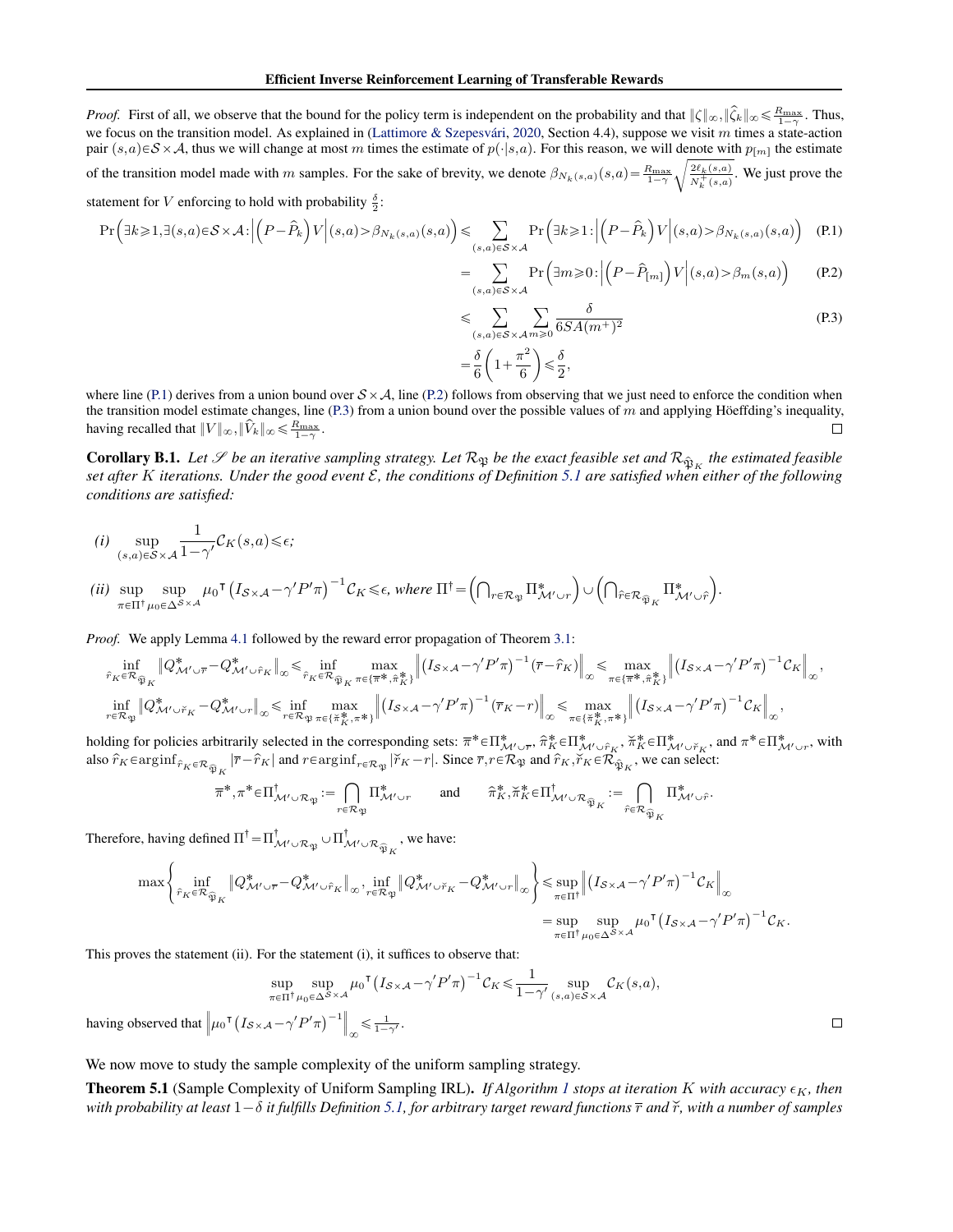*Proof.* First of all, we observe that the bound for the policy term is independent on the probability and that $\|\zeta\|_\infty, \|\widehat{\zeta}_k\|_\infty \leqslant \frac{R_{\max}}{1-\gamma}$. Thus, we focus on the transition model. As explained in (Lattimore & Szepesvári, 2020, Section 4.4), suppose we visit $m$ times a state-action pair $(s,a)\in\mathcal{S}\times\mathcal{A}$, thus we will change at most $m$ times the estimate of $p(\cdot|s,a)$. For this reason, we will denote with $p_{[m]}$ the estimate of the transition model made with $m$ samples. For the sake of brevity, we denote $\beta_{N_k(s,a)}(s,a) = \frac{R_{\max}}{1-\gamma}\sqrt{\frac{2\ell_k(s,a)}{N_k^+(s,a)}}$. We just prove the statement for $V$ enforcing to hold with probability $\frac{\delta}{2}$:

$$
\begin{aligned}
\Pr\Big(\exists k\geqslant 1, \exists (s,a)\in\mathcal{S}\times\mathcal{A} : \Big|\Big(P-\widehat{P}_k\Big)V\Big|(s,a) > \beta_{N_k(s,a)}(s,a)\Big) &\leqslant \sum_{(s,a)\in\mathcal{S}\times\mathcal{A}} \Pr\Big(\exists k\geqslant 1 : \Big|\Big(P-\widehat{P}_k\Big)V\Big|(s,a) > \beta_{N_k(s,a)}(s,a)\Big) \quad \text{(P.1)}\\
&= \sum_{(s,a)\in\mathcal{S}\times\mathcal{A}} \Pr\Big(\exists m\geqslant 0 : \Big|\Big(P-\widehat{P}_{[m]}\Big)V\Big|(s,a) > \beta_m(s,a)\Big) \quad \text{(P.2)}\\
&\leqslant \sum_{(s,a)\in\mathcal{S}\times\mathcal{A}} \sum_{m\geqslant 0} \frac{\delta}{6SA(m^+)^2} \quad \text{(P.3)}\\
&= \frac{\delta}{6}\left(1+\frac{\pi^2}{6}\right) \leqslant \frac{\delta}{2},
\end{aligned}
$$

where line (P.1) derives from a union bound over $\mathcal{S}\times\mathcal{A}$, line (P.2) follows from observing that we just need to enforce the condition when the transition model estimate changes, line (P.3) from a union bound over the possible values of $m$ and applying Höeffding's inequality, having recalled that $\|V\|_\infty, \|\widehat{V}_k\|_\infty \leqslant \frac{R_{\max}}{1-\gamma}$. $\square$

**Corollary B.1.** *Let $\mathscr{S}$ be an iterative sampling strategy. Let $\mathcal{R}_{\mathfrak{P}}$ be the exact feasible set and $\mathcal{R}_{\widehat{\mathfrak{P}}_K}$ the estimated feasible set after $K$ iterations. Under the good event $\mathcal{E}$, the conditions of Definition 5.1 are satisfied when either of the following conditions are satisfied:*

*(i)* $\displaystyle\sup_{(s,a)\in\mathcal{S}\times\mathcal{A}} \frac{1}{1-\gamma'}\mathcal{C}_K(s,a) \leqslant \epsilon$;

*(ii)* $\displaystyle\sup_{\pi\in\Pi^\dagger}\sup_{\mu_0\in\Delta^{\mathcal{S}\times\mathcal{A}}} \mu_0^\intercal\left(I_{\mathcal{S}\times\mathcal{A}} - \gamma' P'\pi\right)^{-1}\mathcal{C}_K \leqslant \epsilon$*, where* $\Pi^\dagger = \left(\bigcap_{r\in\mathcal{R}_{\mathfrak{P}}} \Pi^*_{\mathcal{M}'\cup r}\right) \cup \left(\bigcap_{\widehat{r}\in\mathcal{R}_{\widehat{\mathfrak{P}}_K}} \Pi^*_{\mathcal{M}'\cup\widehat{r}}\right)$.

*Proof.* We apply Lemma 4.1 followed by the reward error propagation of Theorem 3.1:

$$
\inf_{\widehat{r}_K\in\mathcal{R}_{\widehat{\mathfrak{P}}_K}} \left\|Q^*_{\mathcal{M}'\cup\overline{r}} - Q^*_{\mathcal{M}'\cup\widehat{r}_K}\right\|_\infty \leqslant \inf_{\widehat{r}_K\in\mathcal{R}_{\widehat{\mathfrak{P}}_K}} \max_{\pi\in\{\overline{\pi}^*, \widehat{\pi}^*_K\}} \left\|\left(I_{\mathcal{S}\times\mathcal{A}} - \gamma' P'\pi\right)^{-1}(\overline{r} - \widehat{r}_K)\right\|_\infty \leqslant \max_{\pi\in\{\overline{\pi}^*, \widehat{\pi}^*_K\}} \left\|\left(I_{\mathcal{S}\times\mathcal{A}} - \gamma' P'\pi\right)^{-1}\mathcal{C}_K\right\|_\infty,
$$

$$
\inf_{r\in\mathcal{R}_{\mathfrak{P}}} \left\|Q^*_{\mathcal{M}'\cup\breve{r}_K} - Q^*_{\mathcal{M}'\cup r}\right\|_\infty \leqslant \inf_{r\in\mathcal{R}_{\mathfrak{P}}} \max_{\pi\in\{\breve{\pi}^*_K, \pi^*\}} \left\|\left(I_{\mathcal{S}\times\mathcal{A}} - \gamma' P'\pi\right)^{-1}(\overline{r}_K - r)\right\|_\infty \leqslant \max_{\pi\in\{\breve{\pi}^*_K, \pi^*\}} \left\|\left(I_{\mathcal{S}\times\mathcal{A}} - \gamma' P'\pi\right)^{-1}\mathcal{C}_K\right\|_\infty,
$$

holding for policies arbitrarily selected in the corresponding sets: $\overline{\pi}^*\in\Pi^*_{\mathcal{M}'\cup\overline{r}}$, $\widehat{\pi}^*_K\in\Pi^*_{\mathcal{M}'\cup\widehat{r}_K}$, $\breve{\pi}^*_K\in\Pi^*_{\mathcal{M}'\cup\breve{r}_K}$, and $\pi^*\in\Pi^*_{\mathcal{M}'\cup r}$, with also $\widehat{r}_K\in\arg\inf_{\widehat{r}_K\in\mathcal{R}_{\widehat{\mathfrak{P}}_K}} |\overline{r} - \widehat{r}_K|$ and $r\in\arg\inf_{r\in\mathcal{R}_{\mathfrak{P}}} |\breve{r}_K - r|$. Since $\overline{r}, r\in\mathcal{R}_{\mathfrak{P}}$ and $\widehat{r}_K, \breve{r}_K\in\mathcal{R}_{\widehat{\mathfrak{P}}_K}$, we can select:

$$
\overline{\pi}^*, \pi^*\in\Pi^\dagger_{\mathcal{M}'\cup\mathcal{R}_{\mathfrak{P}}} := \bigcap_{r\in\mathcal{R}_{\mathfrak{P}}} \Pi^*_{\mathcal{M}'\cup r} \qquad \text{and} \qquad \widehat{\pi}^*_K, \breve{\pi}^*_K\in\Pi^\dagger_{\mathcal{M}'\cup\mathcal{R}_{\widehat{\mathfrak{P}}_K}} := \bigcap_{\widehat{r}\in\mathcal{R}_{\widehat{\mathfrak{P}}_K}} \Pi^*_{\mathcal{M}'\cup\widehat{r}}.
$$

Therefore, having defined $\Pi^\dagger = \Pi^\dagger_{\mathcal{M}'\cup\mathcal{R}_{\mathfrak{P}}} \cup \Pi^\dagger_{\mathcal{M}'\cup\mathcal{R}_{\widehat{\mathfrak{P}}_K}}$, we have:

$$
\begin{aligned}
\max\left\{\inf_{\widehat{r}_K\in\mathcal{R}_{\widehat{\mathfrak{P}}_K}} \left\|Q^*_{\mathcal{M}'\cup\overline{r}} - Q^*_{\mathcal{M}'\cup\widehat{r}_K}\right\|_\infty, \inf_{r\in\mathcal{R}_{\mathfrak{P}}} \left\|Q^*_{\mathcal{M}'\cup\breve{r}_K} - Q^*_{\mathcal{M}'\cup r}\right\|_\infty\right\} &\leqslant \sup_{\pi\in\Pi^\dagger} \left\|\left(I_{\mathcal{S}\times\mathcal{A}} - \gamma' P'\pi\right)^{-1}\mathcal{C}_K\right\|_\infty \\
&= \sup_{\pi\in\Pi^\dagger}\sup_{\mu_0\in\Delta^{\mathcal{S}\times\mathcal{A}}} \mu_0^\intercal\left(I_{\mathcal{S}\times\mathcal{A}} - \gamma' P'\pi\right)^{-1}\mathcal{C}_K.
\end{aligned}
$$

This proves the statement (ii). For the statement (i), it suffices to observe that:

$$
\sup_{\pi\in\Pi^\dagger}\sup_{\mu_0\in\Delta^{\mathcal{S}\times\mathcal{A}}} \mu_0^\intercal\left(I_{\mathcal{S}\times\mathcal{A}} - \gamma' P'\pi\right)^{-1}\mathcal{C}_K \leqslant \frac{1}{1-\gamma'}\sup_{(s,a)\in\mathcal{S}\times\mathcal{A}} \mathcal{C}_K(s,a),
$$

having observed that $\left\|\mu_0^\intercal\left(I_{\mathcal{S}\times\mathcal{A}} - \gamma' P'\pi\right)^{-1}\right\|_\infty \leqslant \frac{1}{1-\gamma'}$. $\square$

We now move to study the sample complexity of the uniform sampling strategy.

**Theorem 5.1** (Sample Complexity of Uniform Sampling IRL)**.** *If Algorithm 1 stops at iteration $K$ with accuracy $\epsilon_K$, then with probability at least $1-\delta$ it fulfills Definition 5.1, for arbitrary target reward functions $\overline{r}$ and $\breve{r}$, with a number of samples*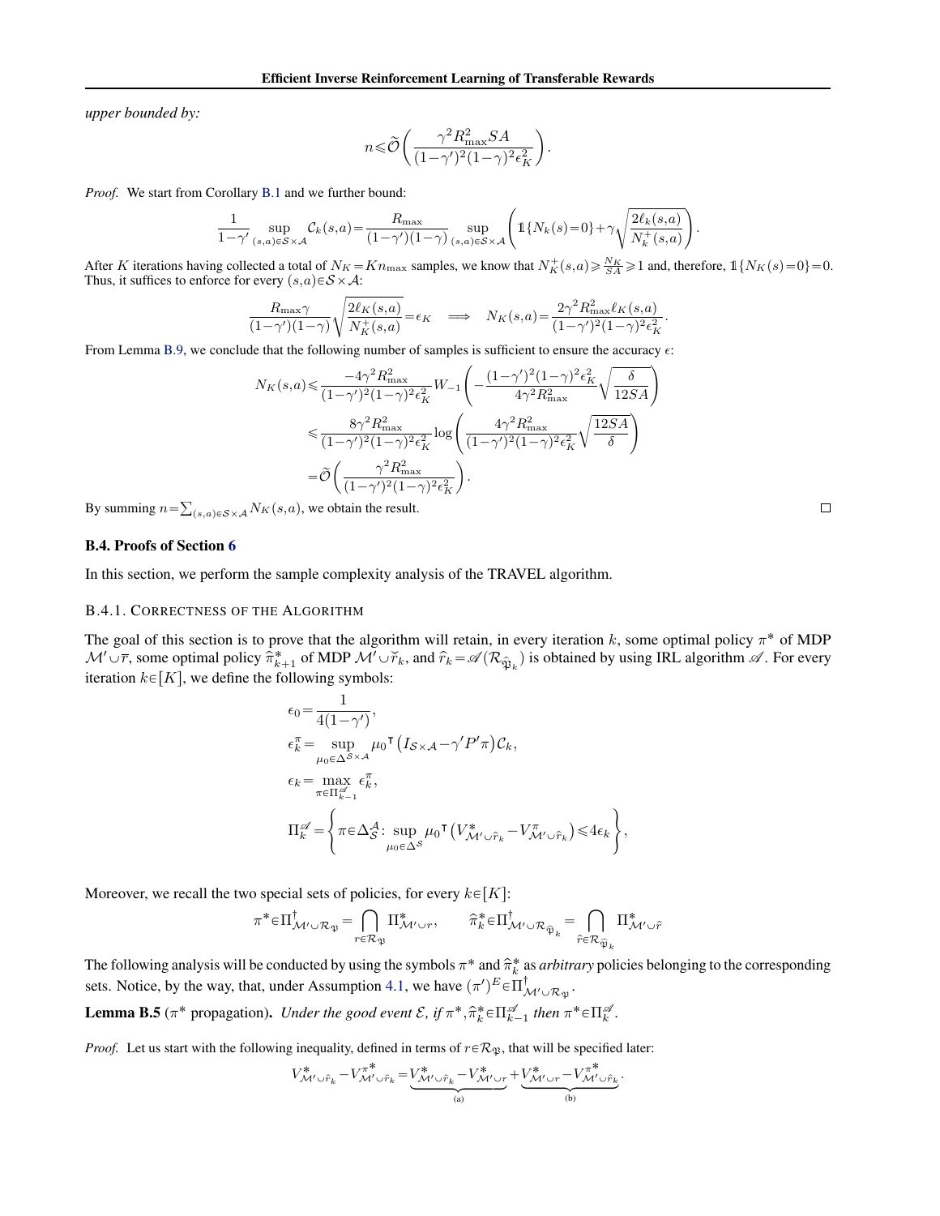*upper bounded by:*

$$n \leqslant \widetilde{\mathcal{O}}\left(\frac{\gamma^2 R_{\max}^2 SA}{(1-\gamma')^2(1-\gamma)^2\epsilon_K^2}\right).$$

*Proof.* We start from Corollary B.1 and we further bound:

$$\frac{1}{1-\gamma'}\sup_{(s,a)\in\mathcal{S}\times\mathcal{A}}\mathcal{C}_k(s,a) = \frac{R_{\max}}{(1-\gamma')(1-\gamma)}\sup_{(s,a)\in\mathcal{S}\times\mathcal{A}}\left(\mathbb{1}\{N_k(s)=0\}+\gamma\sqrt{\frac{2\ell_k(s,a)}{N_k^+(s,a)}}\right).$$

After $K$ iterations having collected a total of $N_K = Kn_{\max}$ samples, we know that $N_K^+(s,a) \geqslant \frac{N_K}{SA} \geqslant 1$ and, therefore, $\mathbb{1}\{N_K(s)=0\}=0$. Thus, it suffices to enforce for every $(s,a)\in\mathcal{S}\times\mathcal{A}$:

$$\frac{R_{\max}\gamma}{(1-\gamma')(1-\gamma)}\sqrt{\frac{2\ell_K(s,a)}{N_K^+(s,a)}} = \epsilon_K \implies N_K(s,a) = \frac{2\gamma^2 R_{\max}^2 \ell_K(s,a)}{(1-\gamma')^2(1-\gamma)^2\epsilon_K^2}.$$

From Lemma B.9, we conclude that the following number of samples is sufficient to ensure the accuracy $\epsilon$:

$$\begin{aligned}
N_K(s,a) &\leqslant \frac{-4\gamma^2 R_{\max}^2}{(1-\gamma')^2(1-\gamma)^2\epsilon_K^2} W_{-1}\left(-\frac{(1-\gamma')^2(1-\gamma)^2\epsilon_K^2}{4\gamma^2 R_{\max}^2}\sqrt{\frac{\delta}{12SA}}\right) \\
&\leqslant \frac{8\gamma^2 R_{\max}^2}{(1-\gamma')^2(1-\gamma)^2\epsilon_K^2}\log\left(\frac{4\gamma^2 R_{\max}^2}{(1-\gamma')^2(1-\gamma)^2\epsilon_K^2}\sqrt{\frac{12SA}{\delta}}\right) \\
&= \widetilde{\mathcal{O}}\left(\frac{\gamma^2 R_{\max}^2}{(1-\gamma')^2(1-\gamma)^2\epsilon_K^2}\right).
\end{aligned}$$

By summing $n = \sum_{(s,a)\in\mathcal{S}\times\mathcal{A}} N_K(s,a)$, we obtain the result. □

### B.4. Proofs of Section 6

In this section, we perform the sample complexity analysis of the TRAVEL algorithm.

#### B.4.1. Correctness of the Algorithm

The goal of this section is to prove that the algorithm will retain, in every iteration $k$, some optimal policy $\pi^*$ of MDP $\mathcal{M}'\cup\overline{r}$, some optimal policy $\widehat{\pi}_{k+1}^*$ of MDP $\mathcal{M}'\cup\breve{r}_k$, and $\widehat{r}_k = \mathscr{A}(\mathcal{R}_{\widehat{\mathfrak{P}}_k})$ is obtained by using IRL algorithm $\mathscr{A}$. For every iteration $k\in[K]$, we define the following symbols:

$$\begin{aligned}
\epsilon_0 &= \frac{1}{4(1-\gamma')}, \\
\epsilon_k^\pi &= \sup_{\mu_0\in\Delta^{\mathcal{S}\times\mathcal{A}}} \mu_0^\intercal\left(I_{\mathcal{S}\times\mathcal{A}} - \gamma' P'\pi\right)\mathcal{C}_k, \\
\epsilon_k &= \max_{\pi\in\Pi_{k-1}^{\mathscr{A}}} \epsilon_k^\pi, \\
\Pi_k^{\mathscr{A}} &= \left\{\pi\in\Delta_{\mathcal{S}}^{\mathcal{A}} : \sup_{\mu_0\in\Delta^{\mathcal{S}}} \mu_0^\intercal\left(V_{\mathcal{M}'\cup\widehat{r}_k}^* - V_{\mathcal{M}'\cup\widehat{r}_k}^\pi\right) \leqslant 4\epsilon_k\right\},
\end{aligned}$$

Moreover, we recall the two special sets of policies, for every $k\in[K]$:

$$\pi^*\in\Pi_{\mathcal{M}'\cup\mathcal{R}_{\mathfrak{P}}}^\dagger = \bigcap_{r\in\mathcal{R}_{\mathfrak{P}}}\Pi_{\mathcal{M}'\cup r}^*, \qquad \widehat{\pi}_k^*\in\Pi_{\mathcal{M}'\cup\mathcal{R}_{\widehat{\mathfrak{P}}_k}}^\dagger = \bigcap_{\widehat{r}\in\mathcal{R}_{\widehat{\mathfrak{P}}_k}}\Pi_{\mathcal{M}'\cup\widehat{r}}^*$$

The following analysis will be conducted by using the symbols $\pi^*$ and $\widehat{\pi}_k^*$ as *arbitrary* policies belonging to the corresponding sets. Notice, by the way, that, under Assumption 4.1, we have $(\pi')^E\in\Pi_{\mathcal{M}'\cup\mathcal{R}_{\mathfrak{P}}}^\dagger$.

**Lemma B.5** ($\pi^*$ propagation). *Under the good event $\mathcal{E}$, if $\pi^*, \widehat{\pi}_k^*\in\Pi_{k-1}^{\mathscr{A}}$ then $\pi^*\in\Pi_k^{\mathscr{A}}$.*

*Proof.* Let us start with the following inequality, defined in terms of $r\in\mathcal{R}_{\mathfrak{P}}$, that will be specified later:

$$V_{\mathcal{M}'\cup\widehat{r}_k}^* - V_{\mathcal{M}'\cup\widehat{r}_k}^{\pi^*} = \underbrace{V_{\mathcal{M}'\cup\widehat{r}_k}^* - V_{\mathcal{M}'\cup r}^*}_{\text{(a)}} + \underbrace{V_{\mathcal{M}'\cup r}^* - V_{\mathcal{M}'\cup\widehat{r}_k}^{\pi^*}}_{\text{(b)}}.$$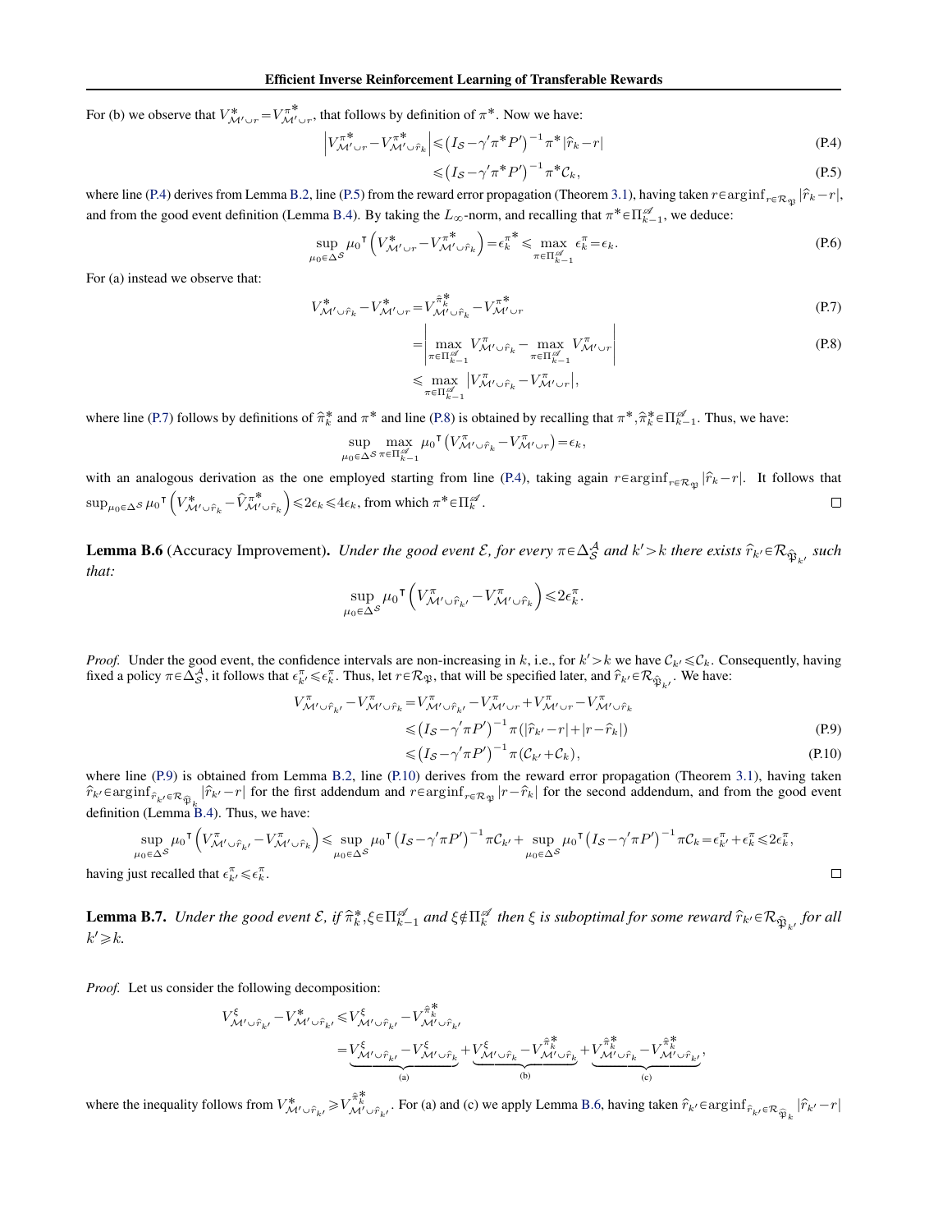For (b) we observe that $V^*_{\mathcal{M}'\cup r} = V^{\pi^*}_{\mathcal{M}'\cup r}$, that follows by definition of $\pi^*$. Now we have:

$$\left| V^{\pi^*}_{\mathcal{M}'\cup r} - V^{\pi^*}_{\mathcal{M}'\cup \widehat{r}_k} \right| \leqslant \left(I_{\mathcal{S}} - \gamma' \pi^* P'\right)^{-1} \pi^* |\widehat{r}_k - r| \tag{P.4}$$

$$\leqslant \left(I_{\mathcal{S}} - \gamma' \pi^* P'\right)^{-1} \pi^* \mathcal{C}_k, \tag{P.5}$$

where line (P.4) derives from Lemma B.2, line (P.5) from the reward error propagation (Theorem 3.1), having taken $r \in \arg\inf_{r \in \mathcal{R}_{\mathfrak{P}}} |\widehat{r}_k - r|$, and from the good event definition (Lemma B.4). By taking the $L_\infty$-norm, and recalling that $\pi^* \in \Pi^{\mathscr{A}}_{k-1}$, we deduce:

$$\sup_{\mu_0 \in \Delta^{\mathcal{S}}} \mu_0^{\intercal} \left( V^*_{\mathcal{M}'\cup r} - V^{\pi^*}_{\mathcal{M}'\cup \widehat{r}_k} \right) = \epsilon_k^{\pi^*} \leqslant \max_{\pi \in \Pi^{\mathscr{A}}_{k-1}} \epsilon_k^{\pi} = \epsilon_k. \tag{P.6}$$

For (a) instead we observe that:

$$V^*_{\mathcal{M}'\cup \widehat{r}_k} - V^*_{\mathcal{M}'\cup r} = V^{\widehat{\pi}_k^*}_{\mathcal{M}'\cup \widehat{r}_k} - V^{\pi^*}_{\mathcal{M}'\cup r} \tag{P.7}$$

$$= \left| \max_{\pi \in \Pi^{\mathscr{A}}_{k-1}} V^{\pi}_{\mathcal{M}'\cup \widehat{r}_k} - \max_{\pi \in \Pi^{\mathscr{A}}_{k-1}} V^{\pi}_{\mathcal{M}'\cup r} \right| \tag{P.8}$$

$$\leqslant \max_{\pi \in \Pi^{\mathscr{A}}_{k-1}} \left| V^{\pi}_{\mathcal{M}'\cup \widehat{r}_k} - V^{\pi}_{\mathcal{M}'\cup r} \right|,$$

where line (P.7) follows by definitions of $\widehat{\pi}_k^*$ and $\pi^*$ and line (P.8) is obtained by recalling that $\pi^*, \widehat{\pi}_k^* \in \Pi^{\mathscr{A}}_{k-1}$. Thus, we have:

$$\sup_{\mu_0 \in \Delta^{\mathcal{S}}} \max_{\pi \in \Pi^{\mathscr{A}}_{k-1}} \mu_0^{\intercal} \left( V^{\pi}_{\mathcal{M}'\cup \widehat{r}_k} - V^{\pi}_{\mathcal{M}'\cup r} \right) = \epsilon_k,$$

with an analogous derivation as the one employed starting from line (P.4), taking again $r \in \arg\inf_{r \in \mathcal{R}_{\mathfrak{P}}} |\widehat{r}_k - r|$. It follows that $\sup_{\mu_0 \in \Delta^{\mathcal{S}}} \mu_0^{\intercal} \left( V^*_{\mathcal{M}'\cup \widehat{r}_k} - \widehat{V}^{\pi^*}_{\mathcal{M}'\cup \widehat{r}_k} \right) \leqslant 2\epsilon_k \leqslant 4\epsilon_k$, from which $\pi^* \in \Pi^{\mathscr{A}}_k$. $\square$

**Lemma B.6** (Accuracy Improvement)**.** *Under the good event $\mathcal{E}$, for every $\pi \in \Delta^{\mathcal{A}}_{\mathcal{S}}$ and $k' > k$ there exists $\widehat{r}_{k'} \in \mathcal{R}_{\widehat{\mathfrak{P}}_{k'}}$ such that:*

$$\sup_{\mu_0 \in \Delta^{\mathcal{S}}} \mu_0^{\intercal} \left( V^{\pi}_{\mathcal{M}'\cup \widehat{r}_{k'}} - V^{\pi}_{\mathcal{M}'\cup \widehat{r}_k} \right) \leqslant 2\epsilon_k^{\pi}.$$

*Proof.* Under the good event, the confidence intervals are non-increasing in $k$, i.e., for $k' > k$ we have $\mathcal{C}_{k'} \leqslant \mathcal{C}_k$. Consequently, having fixed a policy $\pi \in \Delta^{\mathcal{A}}_{\mathcal{S}}$, it follows that $\epsilon^{\pi}_{k'} \leqslant \epsilon^{\pi}_k$. Thus, let $r \in \mathcal{R}_{\mathfrak{P}}$, that will be specified later, and $\widehat{r}_{k'} \in \mathcal{R}_{\widehat{\mathfrak{P}}_{k'}}$. We have:

$$V^{\pi}_{\mathcal{M}'\cup \widehat{r}_{k'}} - V^{\pi}_{\mathcal{M}'\cup \widehat{r}_k} = V^{\pi}_{\mathcal{M}'\cup \widehat{r}_{k'}} - V^{\pi}_{\mathcal{M}'\cup r} + V^{\pi}_{\mathcal{M}'\cup r} - V^{\pi}_{\mathcal{M}'\cup \widehat{r}_k}$$

$$\leqslant \left(I_{\mathcal{S}} - \gamma' \pi P'\right)^{-1} \pi \left( |\widehat{r}_{k'} - r| + |r - \widehat{r}_k| \right) \tag{P.9}$$

$$\leqslant \left(I_{\mathcal{S}} - \gamma' \pi P'\right)^{-1} \pi \left( \mathcal{C}_{k'} + \mathcal{C}_k \right), \tag{P.10}$$

where line (P.9) is obtained from Lemma B.2, line (P.10) derives from the reward error propagation (Theorem 3.1), having taken $\widehat{r}_{k'} \in \arg\inf_{\widehat{r}_{k'} \in \mathcal{R}_{\widehat{\mathfrak{P}}_k}} |\widehat{r}_{k'} - r|$ for the first addendum and $r \in \arg\inf_{r \in \mathcal{R}_{\mathfrak{P}}} |r - \widehat{r}_k|$ for the second addendum, and from the good event definition (Lemma B.4). Thus, we have:

$$\sup_{\mu_0 \in \Delta^{\mathcal{S}}} \mu_0^{\intercal} \left( V^{\pi}_{\mathcal{M}'\cup \widehat{r}_{k'}} - V^{\pi}_{\mathcal{M}'\cup \widehat{r}_k} \right) \leqslant \sup_{\mu_0 \in \Delta^{\mathcal{S}}} \mu_0^{\intercal} \left(I_{\mathcal{S}} - \gamma' \pi P'\right)^{-1} \pi \mathcal{C}_{k'} + \sup_{\mu_0 \in \Delta^{\mathcal{S}}} \mu_0^{\intercal} \left(I_{\mathcal{S}} - \gamma' \pi P'\right)^{-1} \pi \mathcal{C}_k = \epsilon^{\pi}_{k'} + \epsilon^{\pi}_k \leqslant 2\epsilon^{\pi}_k,$$

having just recalled that $\epsilon^{\pi}_{k'} \leqslant \epsilon^{\pi}_k$. $\square$

**Lemma B.7.** *Under the good event $\mathcal{E}$, if $\widehat{\pi}_k^*, \xi \in \Pi^{\mathscr{A}}_{k-1}$ and $\xi \notin \Pi^{\mathscr{A}}_k$ then $\xi$ is suboptimal for some reward $\widehat{r}_{k'} \in \mathcal{R}_{\widehat{\mathfrak{P}}_{k'}}$ for all $k' \geqslant k$.*

*Proof.* Let us consider the following decomposition:

$$V^{\xi}_{\mathcal{M}'\cup \widehat{r}_{k'}} - V^*_{\mathcal{M}'\cup \widehat{r}_{k'}} \leqslant V^{\xi}_{\mathcal{M}'\cup \widehat{r}_{k'}} - V^{\widehat{\pi}_k^*}_{\mathcal{M}'\cup \widehat{r}_{k'}}$$

$$= \underbrace{V^{\xi}_{\mathcal{M}'\cup \widehat{r}_{k'}} - V^{\xi}_{\mathcal{M}'\cup \widehat{r}_k}}_{\text{(a)}} + \underbrace{V^{\xi}_{\mathcal{M}'\cup \widehat{r}_k} - V^{\widehat{\pi}_k^*}_{\mathcal{M}'\cup \widehat{r}_k}}_{\text{(b)}} + \underbrace{V^{\widehat{\pi}_k^*}_{\mathcal{M}'\cup \widehat{r}_k} - V^{\widehat{\pi}_k^*}_{\mathcal{M}'\cup \widehat{r}_{k'}}}_{\text{(c)}},$$

where the inequality follows from $V^*_{\mathcal{M}'\cup \widehat{r}_{k'}} \geqslant V^{\widehat{\pi}_k^*}_{\mathcal{M}'\cup \widehat{r}_{k'}}$. For (a) and (c) we apply Lemma B.6, having taken $\widehat{r}_{k'} \in \arg\inf_{\widehat{r}_{k'} \in \mathcal{R}_{\widehat{\mathfrak{P}}_k}} |\widehat{r}_{k'} - r|$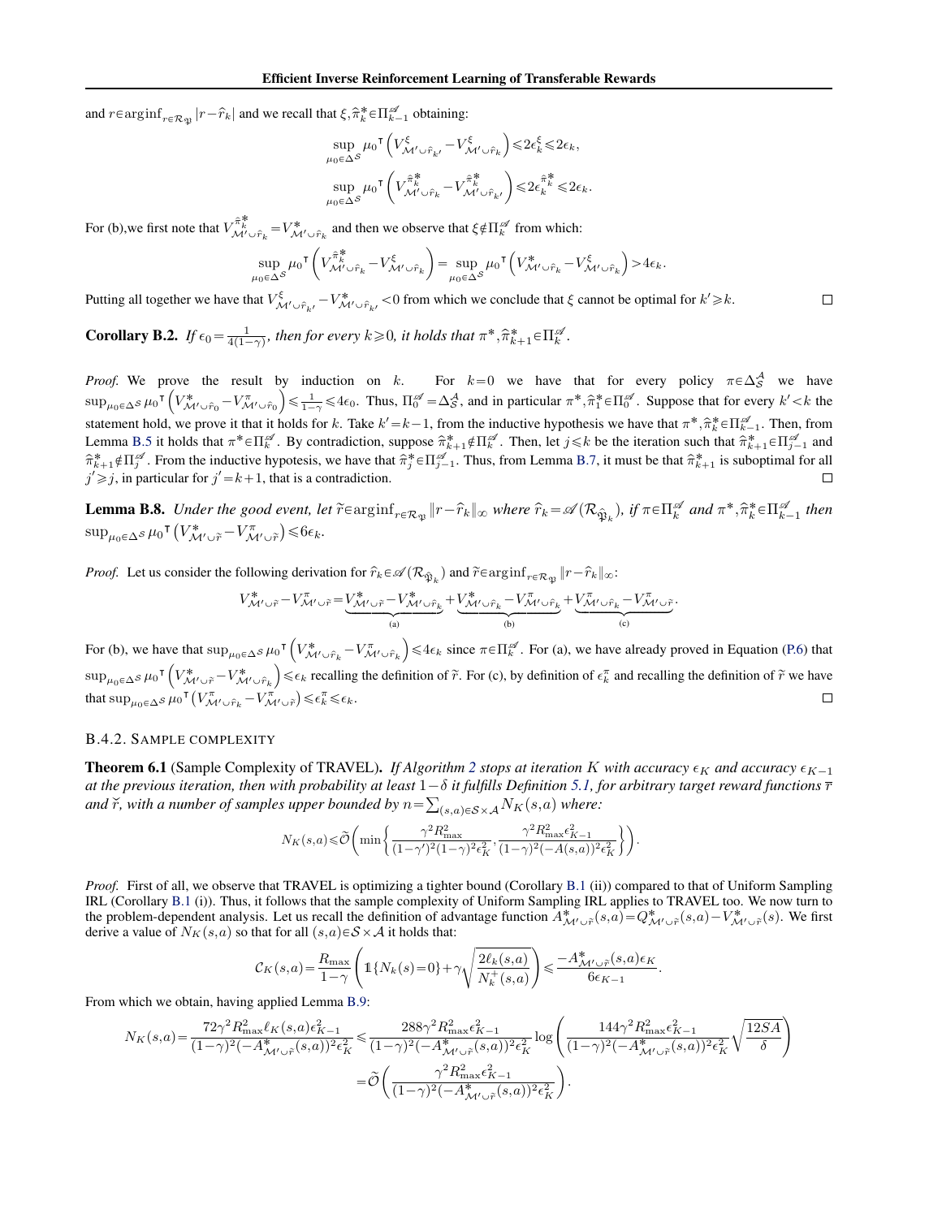and $r\in\arg\inf_{r\in\mathcal{R}_{\mathfrak{P}}}|r-\widehat{r}_k|$ and we recall that $\xi,\widehat{\pi}_k^*\in\Pi_{k-1}^{\mathscr{A}}$ obtaining:

$$\sup_{\mu_0\in\Delta^{\mathcal{S}}}\mu_0^\intercal\left(V^{\xi}_{\mathcal{M}'\cup\widehat{r}_{k'}}-V^{\xi}_{\mathcal{M}'\cup\widehat{r}_k}\right)\leqslant 2\epsilon_k^{\xi}\leqslant 2\epsilon_k,$$

$$\sup_{\mu_0\in\Delta^{\mathcal{S}}}\mu_0^\intercal\left(V^{\widehat{\pi}_k^*}_{\mathcal{M}'\cup\widehat{r}_k}-V^{\widehat{\pi}_k^*}_{\mathcal{M}'\cup\widehat{r}_{k'}}\right)\leqslant 2\epsilon_k^{\widehat{\pi}_k^*}\leqslant 2\epsilon_k.$$

For (b),we first note that $V^{\widehat{\pi}_k^*}_{\mathcal{M}'\cup\widehat{r}_k}=V^{*}_{\mathcal{M}'\cup\widehat{r}_k}$ and then we observe that $\xi\notin\Pi_k^{\mathscr{A}}$ from which:

$$\sup_{\mu_0\in\Delta^{\mathcal{S}}}\mu_0^\intercal\left(V^{\widehat{\pi}_k^*}_{\mathcal{M}'\cup\widehat{r}_k}-V^{\xi}_{\mathcal{M}'\cup\widehat{r}_k}\right)=\sup_{\mu_0\in\Delta^{\mathcal{S}}}\mu_0^\intercal\left(V^{*}_{\mathcal{M}'\cup\widehat{r}_k}-V^{\xi}_{\mathcal{M}'\cup\widehat{r}_k}\right)>4\epsilon_k.$$

Putting all together we have that $V^{\xi}_{\mathcal{M}'\cup\widehat{r}_{k'}}-V^{*}_{\mathcal{M}'\cup\widehat{r}_{k'}}<0$ from which we conclude that $\xi$ cannot be optimal for $k'\geqslant k$. ◻

**Corollary B.2.** *If $\epsilon_0=\frac{1}{4(1-\gamma)}$, then for every $k\geqslant 0$, it holds that $\pi^*,\widehat{\pi}^*_{k+1}\in\Pi_k^{\mathscr{A}}$.*

*Proof.* We prove the result by induction on $k$. For $k=0$ we have that for every policy $\pi\in\Delta_{\mathcal{S}}^{\mathcal{A}}$ we have $\sup_{\mu_0\in\Delta^{\mathcal{S}}}\mu_0^\intercal\left(V^{*}_{\mathcal{M}'\cup\widehat{r}_0}-V^{\pi}_{\mathcal{M}'\cup\widehat{r}_0}\right)\leqslant\frac{1}{1-\gamma}\leqslant 4\epsilon_0$. Thus, $\Pi_0^{\mathscr{A}}=\Delta_{\mathcal{S}}^{\mathcal{A}}$, and in particular $\pi^*,\widehat{\pi}_1^*\in\Pi_0^{\mathscr{A}}$. Suppose that for every $k'<k$ the statement hold, we prove it that it holds for $k$. Take $k'=k-1$, from the inductive hypothesis we have that $\pi^*,\widehat{\pi}_k^*\in\Pi_{k-1}^{\mathscr{A}}$. Then, from Lemma B.5 it holds that $\pi^*\in\Pi_k^{\mathscr{A}}$. By contradiction, suppose $\widehat{\pi}^*_{k+1}\notin\Pi_k^{\mathscr{A}}$. Then, let $j\leqslant k$ be the iteration such that $\widehat{\pi}^*_{k+1}\in\Pi_{j-1}^{\mathscr{A}}$ and $\widehat{\pi}^*_{k+1}\notin\Pi_j^{\mathscr{A}}$. From the inductive hypotesis, we have that $\widehat{\pi}^*_j\in\Pi_{j-1}^{\mathscr{A}}$. Thus, from Lemma B.7, it must be that $\widehat{\pi}^*_{k+1}$ is suboptimal for all $j'\geqslant j$, in particular for $j'=k+1$, that is a contradiction. ◻

**Lemma B.8.** *Under the good event, let $\widetilde{r}\in\arg\inf_{r\in\mathcal{R}_{\mathfrak{P}}}\|r-\widehat{r}_k\|_\infty$ where $\widehat{r}_k=\mathscr{A}(\mathcal{R}_{\widehat{\mathfrak{P}}_k})$, if $\pi\in\Pi_k^{\mathscr{A}}$ and $\pi^*,\widehat{\pi}^*_k\in\Pi^{\mathscr{A}}_{k-1}$ then $\sup_{\mu_0\in\Delta^{\mathcal{S}}}\mu_0^\intercal\left(V^*_{\mathcal{M}'\cup\widetilde{r}}-V^{\pi}_{\mathcal{M}'\cup\widetilde{r}}\right)\leqslant 6\epsilon_k$.*

*Proof.* Let us consider the following derivation for $\widehat{r}_k\in\mathscr{A}(\mathcal{R}_{\widehat{\mathfrak{P}}_k})$ and $\widetilde{r}\in\arg\inf_{r\in\mathcal{R}_{\mathfrak{P}}}\|r-\widehat{r}_k\|_\infty$:

$$V^*_{\mathcal{M}'\cup\widetilde{r}}-V^{\pi}_{\mathcal{M}'\cup\widetilde{r}}=\underbrace{V^*_{\mathcal{M}'\cup\widetilde{r}}-V^*_{\mathcal{M}'\cup\widehat{r}_k}}_{\text{(a)}}+\underbrace{V^*_{\mathcal{M}'\cup\widehat{r}_k}-V^{\pi}_{\mathcal{M}'\cup\widehat{r}_k}}_{\text{(b)}}+\underbrace{V^{\pi}_{\mathcal{M}'\cup\widehat{r}_k}-V^{\pi}_{\mathcal{M}'\cup\widetilde{r}}}_{\text{(c)}}.$$

For (b), we have that $\sup_{\mu_0\in\Delta^{\mathcal{S}}}\mu_0^\intercal\left(V^*_{\mathcal{M}'\cup\widehat{r}_k}-V^{\pi}_{\mathcal{M}'\cup\widehat{r}_k}\right)\leqslant 4\epsilon_k$ since $\pi\in\Pi_k^{\mathscr{A}}$. For (a), we have already proved in Equation (P.6) that $\sup_{\mu_0\in\Delta^{\mathcal{S}}}\mu_0^\intercal\left(V^*_{\mathcal{M}'\cup\widetilde{r}}-V^*_{\mathcal{M}'\cup\widehat{r}_k}\right)\leqslant\epsilon_k$ recalling the definition of $\widetilde{r}$. For (c), by definition of $\epsilon_k^{\pi}$ and recalling the definition of $\widetilde{r}$ we have that $\sup_{\mu_0\in\Delta^{\mathcal{S}}}\mu_0^\intercal\left(V^{\pi}_{\mathcal{M}'\cup\widehat{r}_k}-V^{\pi}_{\mathcal{M}'\cup\widetilde{r}}\right)\leqslant\epsilon_k^{\pi}\leqslant\epsilon_k$. ◻

### B.4.2. Sample Complexity

**Theorem 6.1** (Sample Complexity of TRAVEL). *If Algorithm 2 stops at iteration $K$ with accuracy $\epsilon_K$ and accuracy $\epsilon_{K-1}$ at the previous iteration, then with probability at least $1-\delta$ it fulfills Definition 5.1, for arbitrary target reward functions $\overline{r}$ and $\breve{r}$, with a number of samples upper bounded by $n=\sum_{(s,a)\in\mathcal{S}\times\mathcal{A}}N_K(s,a)$ where:*

$$N_K(s,a)\leqslant\widetilde{\mathcal{O}}\left(\min\left\{\frac{\gamma^2R_{\max}^2}{(1-\gamma')^2(1-\gamma)^2\epsilon_K^2},\frac{\gamma^2R_{\max}^2\epsilon_{K-1}^2}{(1-\gamma)^2(-A(s,a))^2\epsilon_K^2}\right\}\right).$$

*Proof.* First of all, we observe that TRAVEL is optimizing a tighter bound (Corollary B.1 (ii)) compared to that of Uniform Sampling IRL (Corollary B.1 (i)). Thus, it follows that the sample complexity of Uniform Sampling IRL applies to TRAVEL too. We now turn to the problem-dependent analysis. Let us recall the definition of advantage function $A^*_{\mathcal{M}'\cup\widetilde{r}}(s,a)=Q^*_{\mathcal{M}'\cup\widetilde{r}}(s,a)-V^*_{\mathcal{M}'\cup\widetilde{r}}(s)$. We first derive a value of $N_K(s,a)$ so that for all $(s,a)\in\mathcal{S}\times\mathcal{A}$ it holds that:

$$\mathcal{C}_K(s,a)=\frac{R_{\max}}{1-\gamma}\left(\mathbb{1}\{N_k(s)=0\}+\gamma\sqrt{\frac{2\ell_k(s,a)}{N_k^+(s,a)}}\right)\leqslant\frac{-A^*_{\mathcal{M}'\cup\widetilde{r}}(s,a)\epsilon_K}{6\epsilon_{K-1}}.$$

From which we obtain, having applied Lemma B.9:

$$N_K(s,a)=\frac{72\gamma^2R_{\max}^2\ell_K(s,a)\epsilon_{K-1}^2}{(1-\gamma)^2(-A^*_{\mathcal{M}'\cup\widetilde{r}}(s,a))^2\epsilon_K^2}\leqslant\frac{288\gamma^2R_{\max}^2\epsilon_{K-1}^2}{(1-\gamma)^2(-A^*_{\mathcal{M}'\cup\widetilde{r}}(s,a))^2\epsilon_K^2}\log\left(\frac{144\gamma^2R_{\max}^2\epsilon_{K-1}^2}{(1-\gamma)^2(-A^*_{\mathcal{M}'\cup\widetilde{r}}(s,a))^2\epsilon_K^2}\sqrt{\frac{12SA}{\delta}}\right)$$

$$=\widetilde{\mathcal{O}}\left(\frac{\gamma^2R_{\max}^2\epsilon_{K-1}^2}{(1-\gamma)^2(-A^*_{\mathcal{M}'\cup\widetilde{r}}(s,a))^2\epsilon_K^2}\right).$$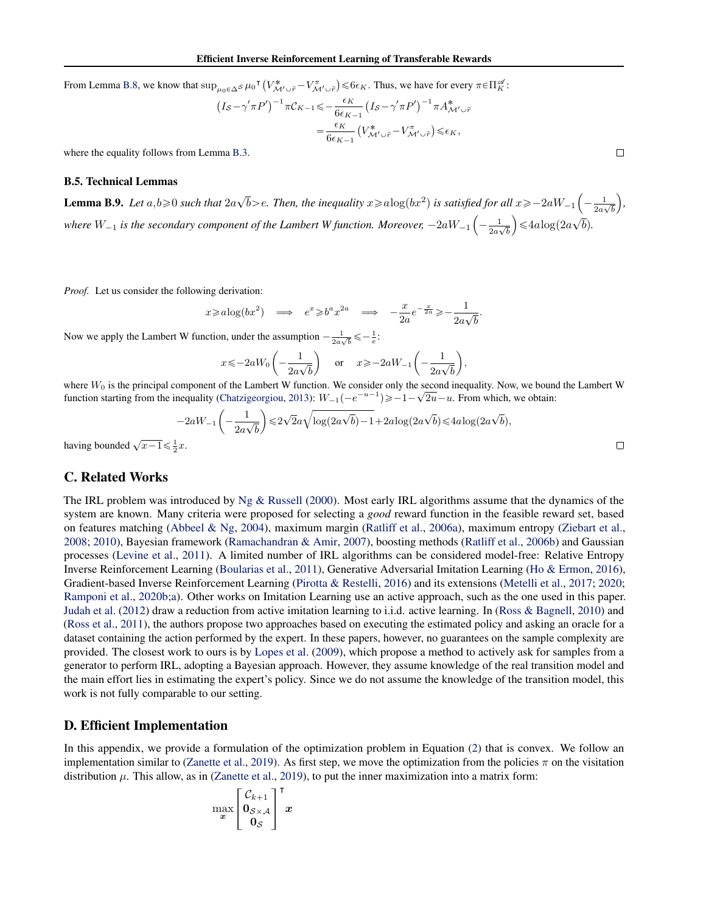From Lemma B.8, we know that $\sup_{\mu_0 \in \Delta^{\mathcal{S}}} \mu_0^\intercal \left(V^*_{\mathcal{M}' \cup \tilde{r}} - V^\pi_{\mathcal{M}' \cup \tilde{r}}\right) \leqslant 6\epsilon_K$. Thus, we have for every $\pi \in \Pi_K^{\mathscr{A}}$:

$$
\begin{aligned}
\left(I_{\mathcal{S}} - \gamma' \pi P'\right)^{-1} \pi \mathcal{C}_{K-1} &\leqslant -\frac{\epsilon_K}{6\epsilon_{K-1}} \left(I_{\mathcal{S}} - \gamma' \pi P'\right)^{-1} \pi A^*_{\mathcal{M}' \cup \tilde{r}} \\
&= \frac{\epsilon_K}{6\epsilon_{K-1}} \left(V^*_{\mathcal{M}' \cup \tilde{r}} - V^\pi_{\mathcal{M}' \cup \tilde{r}}\right) \leqslant \epsilon_K,
\end{aligned}
$$

where the equality follows from Lemma B.3. ◻

### B.5. Technical Lemmas

**Lemma B.9.** *Let $a, b \geqslant 0$ such that $2a\sqrt{b} > e$. Then, the inequality $x \geqslant a \log(bx^2)$ is satisfied for all $x \geqslant -2aW_{-1}\left(-\frac{1}{2a\sqrt{b}}\right)$, where $W_{-1}$ is the secondary component of the Lambert W function. Moreover, $-2aW_{-1}\left(-\frac{1}{2a\sqrt{b}}\right) \leqslant 4a\log(2a\sqrt{b})$.*

*Proof.* Let us consider the following derivation:

$$
x \geqslant a \log(bx^2) \implies e^x \geqslant b^a x^{2a} \implies -\frac{x}{2a} e^{-\frac{x}{2a}} \geqslant -\frac{1}{2a\sqrt{b}}.
$$

Now we apply the Lambert W function, under the assumption $-\frac{1}{2a\sqrt{b}} \leqslant -\frac{1}{e}$:

$$
x \leqslant -2aW_0\left(-\frac{1}{2a\sqrt{b}}\right) \quad \text{or} \quad x \geqslant -2aW_{-1}\left(-\frac{1}{2a\sqrt{b}}\right),
$$

where $W_0$ is the principal component of the Lambert W function. We consider only the second inequality. Now, we bound the Lambert W function starting from the inequality (Chatzigeorgiou, 2013): $W_{-1}(-e^{-u-1}) \geqslant -1 - \sqrt{2u} - u$. From which, we obtain:

$$
-2aW_{-1}\left(-\frac{1}{2a\sqrt{b}}\right) \leqslant 2\sqrt{2}a\sqrt{\log(2a\sqrt{b}) - 1} + 2a\log(2a\sqrt{b}) \leqslant 4a\log(2a\sqrt{b}),
$$

having bounded $\sqrt{x-1} \leqslant \frac{1}{2}x$. ◻

## C. Related Works

The IRL problem was introduced by Ng & Russell (2000). Most early IRL algorithms assume that the dynamics of the system are known. Many criteria were proposed for selecting a *good* reward function in the feasible reward set, based on features matching (Abbeel & Ng, 2004), maximum margin (Ratliff et al., 2006a), maximum entropy (Ziebart et al., 2008; 2010), Bayesian framework (Ramachandran & Amir, 2007), boosting methods (Ratliff et al., 2006b) and Gaussian processes (Levine et al., 2011). A limited number of IRL algorithms can be considered model-free: Relative Entropy Inverse Reinforcement Learning (Boularias et al., 2011), Generative Adversarial Imitation Learning (Ho & Ermon, 2016), Gradient-based Inverse Reinforcement Learning (Pirotta & Restelli, 2016) and its extensions (Metelli et al., 2017; 2020; Ramponi et al., 2020b;a). Other works on Imitation Learning use an active approach, such as the one used in this paper. Judah et al. (2012) draw a reduction from active imitation learning to i.i.d. active learning. In (Ross & Bagnell, 2010) and (Ross et al., 2011), the authors propose two approaches based on executing the estimated policy and asking an oracle for a dataset containing the action performed by the expert. In these papers, however, no guarantees on the sample complexity are provided. The closest work to ours is by Lopes et al. (2009), which propose a method to actively ask for samples from a generator to perform IRL, adopting a Bayesian approach. However, they assume knowledge of the real transition model and the main effort lies in estimating the expert's policy. Since we do not assume the knowledge of the transition model, this work is not fully comparable to our setting.

## D. Efficient Implementation

In this appendix, we provide a formulation of the optimization problem in Equation (2) that is convex. We follow an implementation similar to (Zanette et al., 2019). As first step, we move the optimization from the policies $\pi$ on the visitation distribution $\mu$. This allow, as in (Zanette et al., 2019), to put the inner maximization into a matrix form:

$$
\max_{\boldsymbol{x}} \begin{bmatrix} \mathcal{C}_{k+1} \\ \mathbf{0}_{\mathcal{S} \times \mathcal{A}} \\ \mathbf{0}_{\mathcal{S}} \end{bmatrix}^\intercal \boldsymbol{x}
$$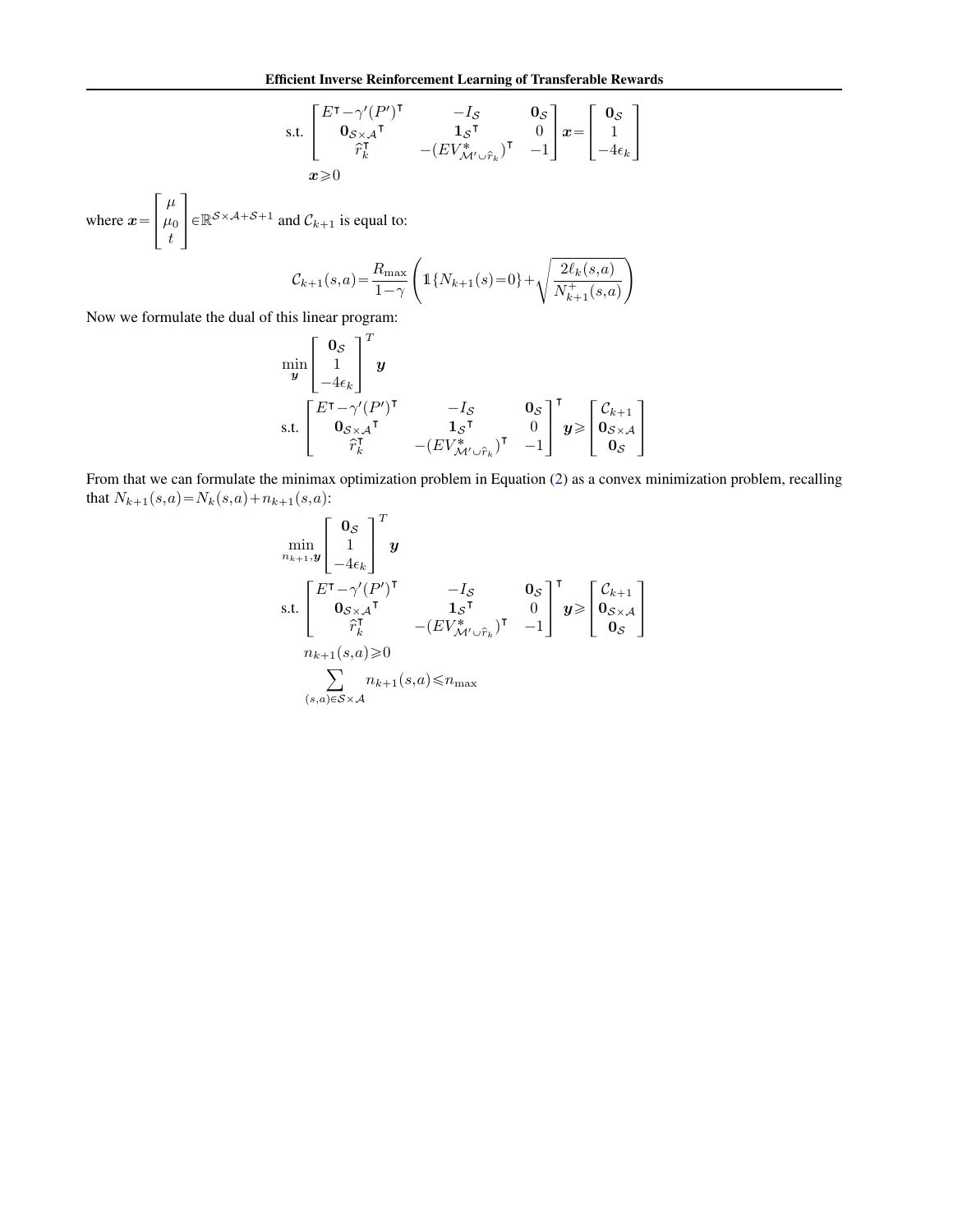$$
\text{s.t.} \begin{bmatrix} E^\intercal - \gamma'(P')^\intercal & -I_\mathcal{S} & \mathbf{0}_\mathcal{S} \\ \mathbf{0}_{\mathcal{S}\times\mathcal{A}}{}^\intercal & \mathbf{1}_\mathcal{S}{}^\intercal & 0 \\ \widehat{r}_k^\intercal & -(EV^*_{\mathcal{M}'\cup\widehat{r}_k})^\intercal & -1 \end{bmatrix} \boldsymbol{x} = \begin{bmatrix} \mathbf{0}_\mathcal{S} \\ 1 \\ -4\epsilon_k \end{bmatrix}
$$

$$
\boldsymbol{x} \geqslant 0
$$

where $\boldsymbol{x} = \begin{bmatrix} \mu \\ \mu_0 \\ t \end{bmatrix} \in \mathbb{R}^{\mathcal{S}\times\mathcal{A}+\mathcal{S}+1}$ and $\mathcal{C}_{k+1}$ is equal to:

$$
\mathcal{C}_{k+1}(s,a) = \frac{R_{\max}}{1-\gamma}\left(\mathbb{1}\{N_{k+1}(s)=0\} + \sqrt{\frac{2\ell_k(s,a)}{N^+_{k+1}(s,a)}}\right)
$$

Now we formulate the dual of this linear program:

$$
\min_{\boldsymbol{y}} \begin{bmatrix} \mathbf{0}_\mathcal{S} \\ 1 \\ -4\epsilon_k \end{bmatrix}^T \boldsymbol{y}
$$

$$
\text{s.t.} \begin{bmatrix} E^\intercal - \gamma'(P')^\intercal & -I_\mathcal{S} & \mathbf{0}_\mathcal{S} \\ \mathbf{0}_{\mathcal{S}\times\mathcal{A}}{}^\intercal & \mathbf{1}_\mathcal{S}{}^\intercal & 0 \\ \widehat{r}_k^\intercal & -(EV^*_{\mathcal{M}'\cup\widehat{r}_k})^\intercal & -1 \end{bmatrix}^\intercal \boldsymbol{y} \geqslant \begin{bmatrix} \mathcal{C}_{k+1} \\ \mathbf{0}_{\mathcal{S}\times\mathcal{A}} \\ \mathbf{0}_\mathcal{S} \end{bmatrix}
$$

From that we can formulate the minimax optimization problem in Equation (2) as a convex minimization problem, recalling that $N_{k+1}(s,a) = N_k(s,a) + n_{k+1}(s,a)$:

$$
\min_{n_{k+1},\boldsymbol{y}} \begin{bmatrix} \mathbf{0}_\mathcal{S} \\ 1 \\ -4\epsilon_k \end{bmatrix}^T \boldsymbol{y}
$$

$$
\text{s.t.} \begin{bmatrix} E^\intercal - \gamma'(P')^\intercal & -I_\mathcal{S} & \mathbf{0}_\mathcal{S} \\ \mathbf{0}_{\mathcal{S}\times\mathcal{A}}{}^\intercal & \mathbf{1}_\mathcal{S}{}^\intercal & 0 \\ \widehat{r}_k^\intercal & -(EV^*_{\mathcal{M}'\cup\widehat{r}_k})^\intercal & -1 \end{bmatrix}^\intercal \boldsymbol{y} \geqslant \begin{bmatrix} \mathcal{C}_{k+1} \\ \mathbf{0}_{\mathcal{S}\times\mathcal{A}} \\ \mathbf{0}_\mathcal{S} \end{bmatrix}
$$

$$
n_{k+1}(s,a) \geqslant 0
$$

$$
\sum_{(s,a)\in\mathcal{S}\times\mathcal{A}} n_{k+1}(s,a) \leqslant n_{\max}
$$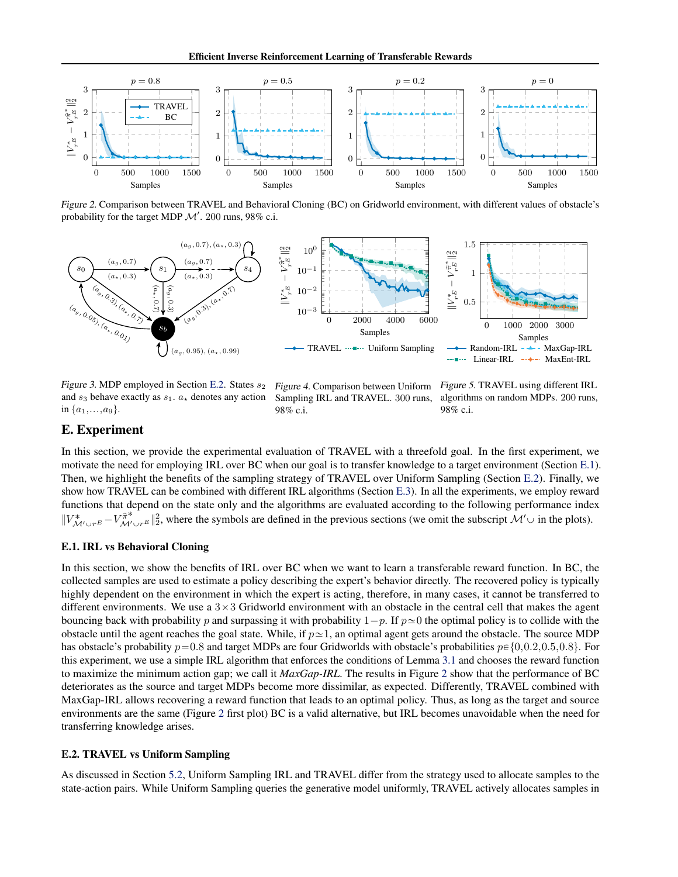Figure 2. Comparison between TRAVEL and Behavioral Cloning (BC) on Gridworld environment, with different values of obstacle's probability for the target MDP $\mathcal{M}'$. 200 runs, 98% c.i.

Figure 3. MDP employed in Section E.2. States $s_2$ and $s_3$ behave exactly as $s_1$. $a_\star$ denotes any action in $\{a_1,\dots,a_9\}$.

Figure 4. Comparison between Uniform Sampling IRL and TRAVEL. 300 runs, 98% c.i.

Figure 5. TRAVEL using different IRL algorithms on random MDPs. 200 runs, 98% c.i.

## E. Experiment

In this section, we provide the experimental evaluation of TRAVEL with a threefold goal. In the first experiment, we motivate the need for employing IRL over BC when our goal is to transfer knowledge to a target environment (Section E.1). Then, we highlight the benefits of the sampling strategy of TRAVEL over Uniform Sampling (Section E.2). Finally, we show how TRAVEL can be combined with different IRL algorithms (Section E.3). In all the experiments, we employ reward functions that depend on the state only and the algorithms are evaluated according to the following performance index $\|V^*_{\mathcal{M}'\cup r^E} - V^{\widehat{\pi}^*}_{\mathcal{M}'\cup r^E}\|_2^2$, where the symbols are defined in the previous sections (we omit the subscript $\mathcal{M}'\cup$ in the plots).

### E.1. IRL vs Behavioral Cloning

In this section, we show the benefits of IRL over BC when we want to learn a transferable reward function. In BC, the collected samples are used to estimate a policy describing the expert's behavior directly. The recovered policy is typically highly dependent on the environment in which the expert is acting, therefore, in many cases, it cannot be transferred to different environments. We use a $3\times3$ Gridworld environment with an obstacle in the central cell that makes the agent bouncing back with probability $p$ and surpassing it with probability $1-p$. If $p\simeq0$ the optimal policy is to collide with the obstacle until the agent reaches the goal state. While, if $p\simeq1$, an optimal agent gets around the obstacle. The source MDP has obstacle's probability $p=0.8$ and target MDPs are four Gridworlds with obstacle's probabilities $p\in\{0,0.2,0.5,0.8\}$. For this experiment, we use a simple IRL algorithm that enforces the conditions of Lemma 3.1 and chooses the reward function to maximize the minimum action gap; we call it *MaxGap-IRL*. The results in Figure 2 show that the performance of BC deteriorates as the source and target MDPs become more dissimilar, as expected. Differently, TRAVEL combined with MaxGap-IRL allows recovering a reward function that leads to an optimal policy. Thus, as long as the target and source environments are the same (Figure 2 first plot) BC is a valid alternative, but IRL becomes unavoidable when the need for transferring knowledge arises.

### E.2. TRAVEL vs Uniform Sampling

As discussed in Section 5.2, Uniform Sampling IRL and TRAVEL differ from the strategy used to allocate samples to the state-action pairs. While Uniform Sampling queries the generative model uniformly, TRAVEL actively allocates samples in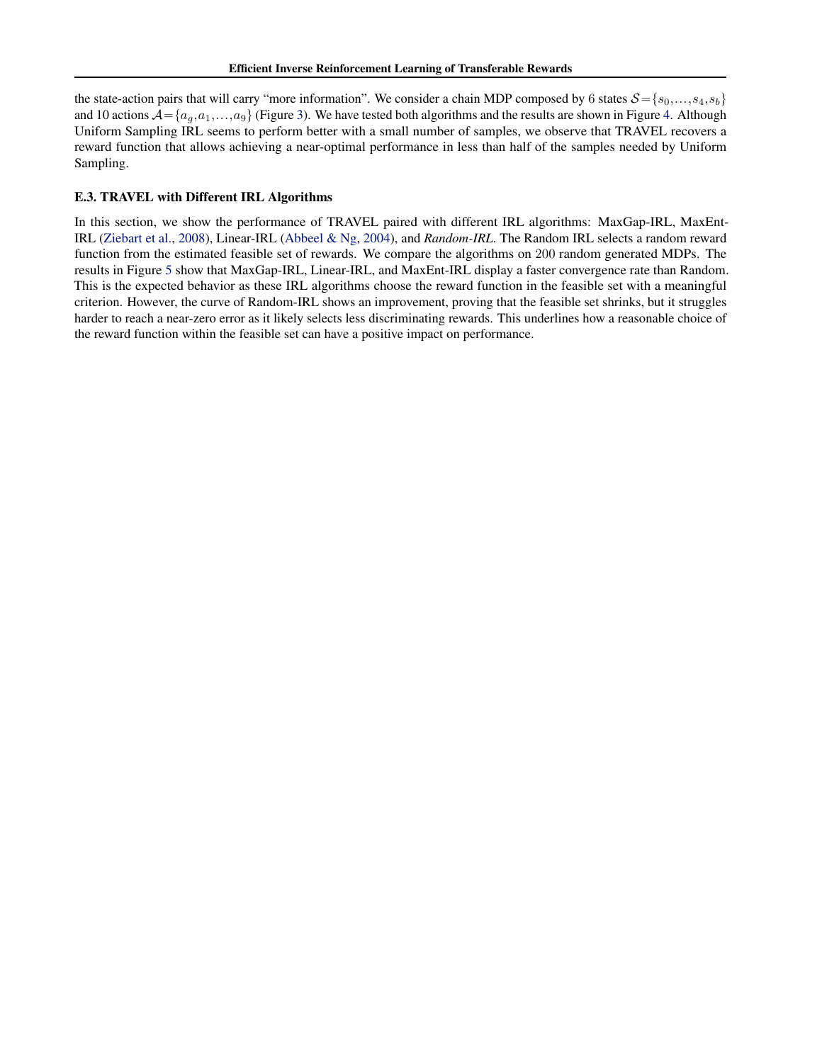the state-action pairs that will carry "more information". We consider a chain MDP composed by 6 states $\mathcal{S}=\{s_0,\ldots,s_4,s_b\}$ and 10 actions $\mathcal{A}=\{a_g,a_1,\ldots,a_9\}$ (Figure 3). We have tested both algorithms and the results are shown in Figure 4. Although Uniform Sampling IRL seems to perform better with a small number of samples, we observe that TRAVEL recovers a reward function that allows achieving a near-optimal performance in less than half of the samples needed by Uniform Sampling.

### E.3. TRAVEL with Different IRL Algorithms

In this section, we show the performance of TRAVEL paired with different IRL algorithms: MaxGap-IRL, MaxEnt-IRL (Ziebart et al., 2008), Linear-IRL (Abbeel & Ng, 2004), and *Random-IRL*. The Random IRL selects a random reward function from the estimated feasible set of rewards. We compare the algorithms on 200 random generated MDPs. The results in Figure 5 show that MaxGap-IRL, Linear-IRL, and MaxEnt-IRL display a faster convergence rate than Random. This is the expected behavior as these IRL algorithms choose the reward function in the feasible set with a meaningful criterion. However, the curve of Random-IRL shows an improvement, proving that the feasible set shrinks, but it struggles harder to reach a near-zero error as it likely selects less discriminating rewards. This underlines how a reasonable choice of the reward function within the feasible set can have a positive impact on performance.